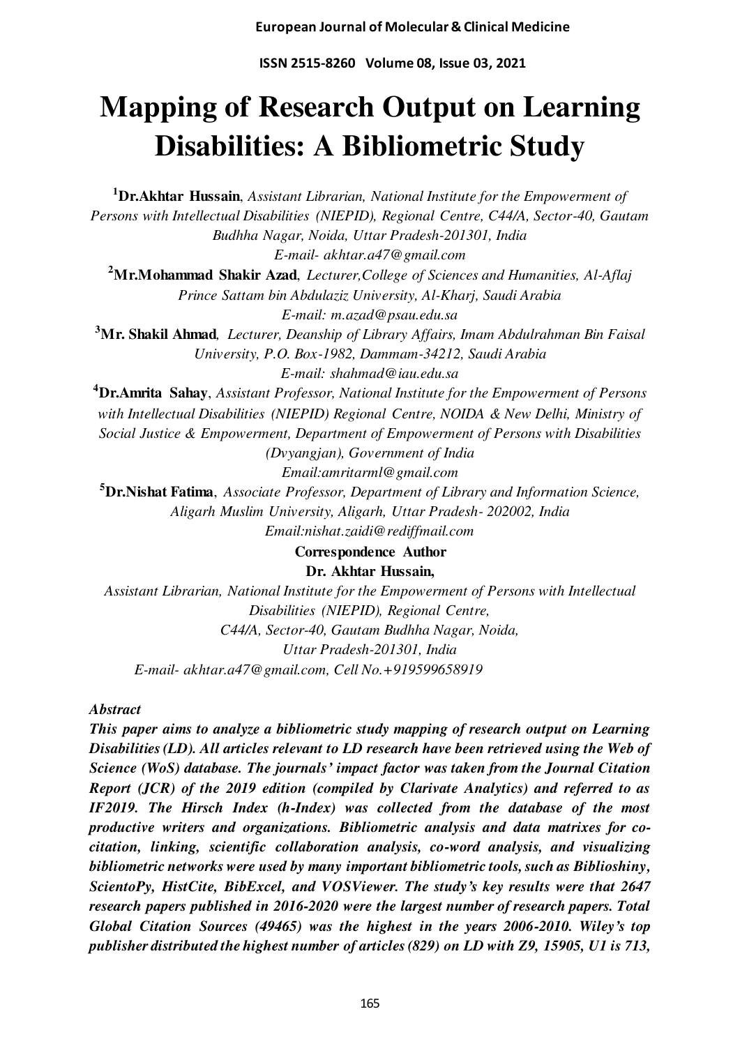# Mapping of Research Output on Learning Disabilities: A Bibliometric Study

[1]**Dr.Akhtar Hussain**, *Assistant Librarian, National Institute for the Empowerment of Persons with Intellectual Disabilities (NIEPID), Regional Centre, C44/A, Sector-40, Gautam Budhha Nagar, Noida, Uttar Pradesh-201301, India*
*E-mail- akhtar.a47@gmail.com*

[2]**Mr.Mohammad Shakir Azad**, *Lecturer,College of Sciences and Humanities, Al-Aflaj Prince Sattam bin Abdulaziz University, Al-Kharj, Saudi Arabia*
*E-mail: m.azad@psau.edu.sa*

[3]**Mr. Shakil Ahmad**, *Lecturer, Deanship of Library Affairs, Imam Abdulrahman Bin Faisal University, P.O. Box-1982, Dammam-34212, Saudi Arabia*
*E-mail: shahmad@iau.edu.sa*

[4]**Dr.Amrita Sahay**, *Assistant Professor, National Institute for the Empowerment of Persons with Intellectual Disabilities (NIEPID) Regional Centre, NOIDA & New Delhi, Ministry of Social Justice & Empowerment, Department of Empowerment of Persons with Disabilities (Dvyangjan), Government of India*
*Email:amritarml@gmail.com*

[5]**Dr.Nishat Fatima**, *Associate Professor, Department of Library and Information Science, Aligarh Muslim University, Aligarh, Uttar Pradesh- 202002, India*
*Email:nishat.zaidi@rediffmail.com*

**Correspondence Author**
**Dr. Akhtar Hussain,**
*Assistant Librarian, National Institute for the Empowerment of Persons with Intellectual Disabilities (NIEPID), Regional Centre, C44/A, Sector-40, Gautam Budhha Nagar, Noida, Uttar Pradesh-201301, India*
*E-mail- akhtar.a47@gmail.com, Cell No.+919599658919*

***Abstract***

***This paper aims to analyze a bibliometric study mapping of research output on Learning Disabilities (LD). All articles relevant to LD research have been retrieved using the Web of Science (WoS) database. The journals' impact factor was taken from the Journal Citation Report (JCR) of the 2019 edition (compiled by Clarivate Analytics) and referred to as IF2019. The Hirsch Index (h-Index) was collected from the database of the most productive writers and organizations. Bibliometric analysis and data matrixes for co-citation, linking, scientific collaboration analysis, co-word analysis, and visualizing bibliometric networks were used by many important bibliometric tools, such as Biblioshiny, ScientoPy, HistCite, BibExcel, and VOSViewer. The study's key results were that 2647 research papers published in 2016-2020 were the largest number of research papers. Total Global Citation Sources (49465) was the highest in the years 2006-2010. Wiley's top publisher distributed the highest number of articles (829) on LD with Z9, 15905, U1 is 713,***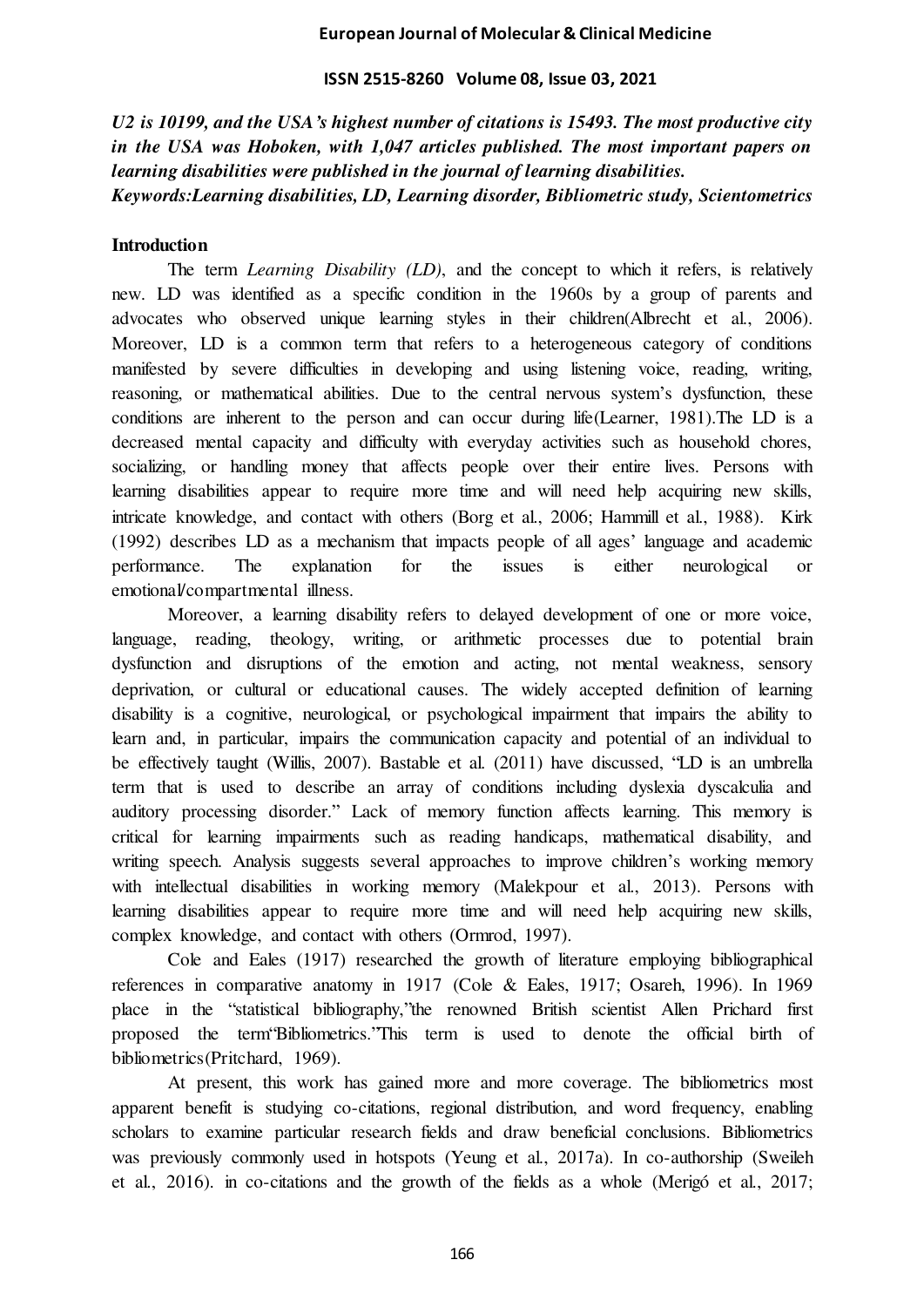***U2 is 10199, and the USA's highest number of citations is 15493. The most productive city in the USA was Hoboken, with 1,047 articles published. The most important papers on learning disabilities were published in the journal of learning disabilities.***

***Keywords:Learning disabilities, LD, Learning disorder, Bibliometric study, Scientometrics***

## Introduction

The term *Learning Disability (LD)*, and the concept to which it refers, is relatively new. LD was identified as a specific condition in the 1960s by a group of parents and advocates who observed unique learning styles in their children(Albrecht et al., 2006). Moreover, LD is a common term that refers to a heterogeneous category of conditions manifested by severe difficulties in developing and using listening voice, reading, writing, reasoning, or mathematical abilities. Due to the central nervous system's dysfunction, these conditions are inherent to the person and can occur during life(Learner, 1981).The LD is a decreased mental capacity and difficulty with everyday activities such as household chores, socializing, or handling money that affects people over their entire lives. Persons with learning disabilities appear to require more time and will need help acquiring new skills, intricate knowledge, and contact with others (Borg et al., 2006; Hammill et al., 1988). Kirk (1992) describes LD as a mechanism that impacts people of all ages' language and academic performance. The explanation for the issues is either neurological or emotional/compartmental illness.

Moreover, a learning disability refers to delayed development of one or more voice, language, reading, theology, writing, or arithmetic processes due to potential brain dysfunction and disruptions of the emotion and acting, not mental weakness, sensory deprivation, or cultural or educational causes. The widely accepted definition of learning disability is a cognitive, neurological, or psychological impairment that impairs the ability to learn and, in particular, impairs the communication capacity and potential of an individual to be effectively taught (Willis, 2007). Bastable et al. (2011) have discussed, "LD is an umbrella term that is used to describe an array of conditions including dyslexia dyscalculia and auditory processing disorder." Lack of memory function affects learning. This memory is critical for learning impairments such as reading handicaps, mathematical disability, and writing speech. Analysis suggests several approaches to improve children's working memory with intellectual disabilities in working memory (Malekpour et al., 2013). Persons with learning disabilities appear to require more time and will need help acquiring new skills, complex knowledge, and contact with others (Ormrod, 1997).

Cole and Eales (1917) researched the growth of literature employing bibliographical references in comparative anatomy in 1917 (Cole & Eales, 1917; Osareh, 1996). In 1969 place in the "statistical bibliography,"the renowned British scientist Allen Prichard first proposed the term"Bibliometrics."This term is used to denote the official birth of bibliometrics(Pritchard, 1969).

At present, this work has gained more and more coverage. The bibliometrics most apparent benefit is studying co-citations, regional distribution, and word frequency, enabling scholars to examine particular research fields and draw beneficial conclusions. Bibliometrics was previously commonly used in hotspots (Yeung et al., 2017a). In co-authorship (Sweileh et al., 2016). in co-citations and the growth of the fields as a whole (Merigó et al., 2017;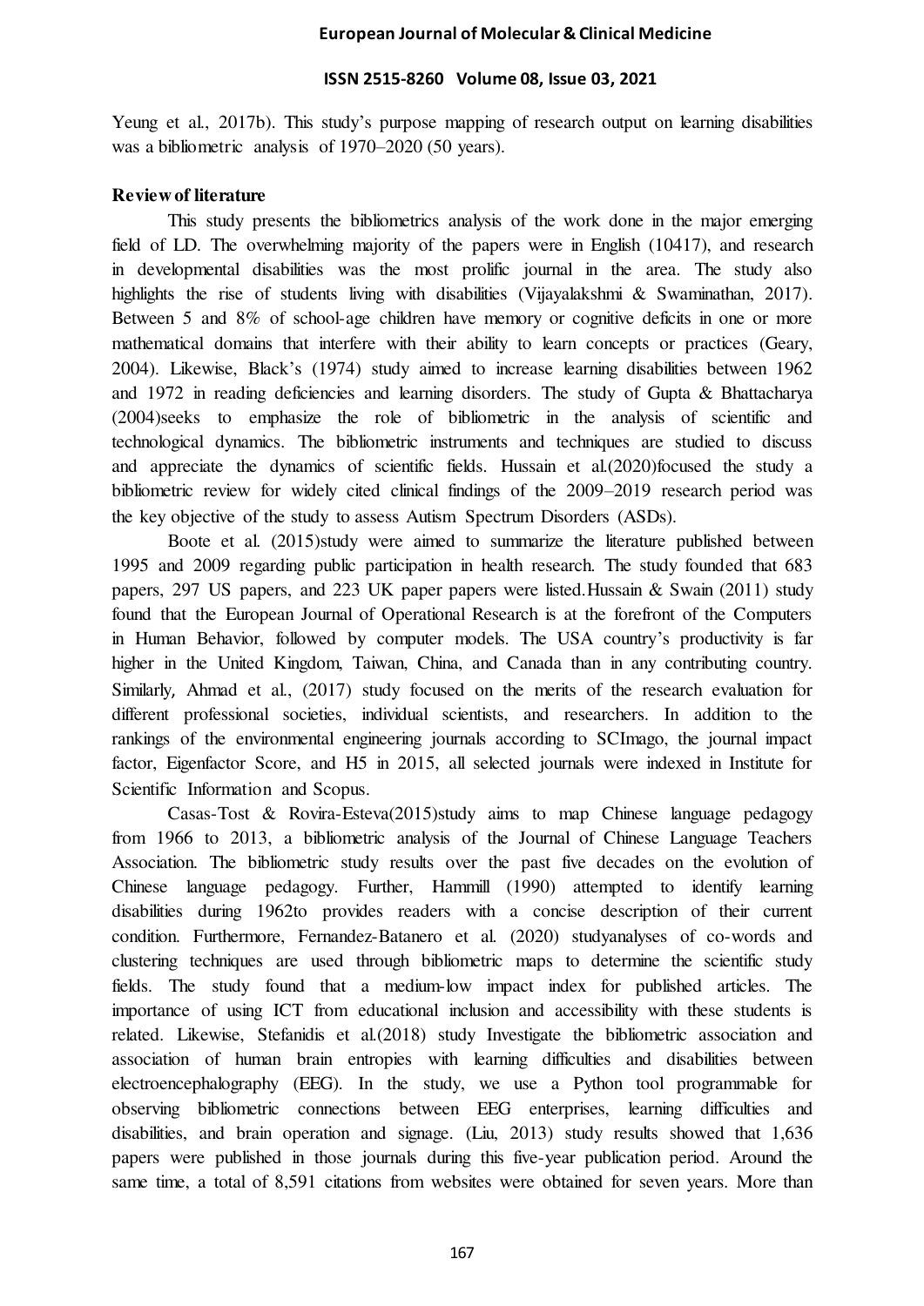Yeung et al., 2017b). This study's purpose mapping of research output on learning disabilities was a bibliometric analysis of 1970–2020 (50 years).

**Review of literature**

This study presents the bibliometrics analysis of the work done in the major emerging field of LD. The overwhelming majority of the papers were in English (10417), and research in developmental disabilities was the most prolific journal in the area. The study also highlights the rise of students living with disabilities (Vijayalakshmi & Swaminathan, 2017). Between 5 and 8% of school-age children have memory or cognitive deficits in one or more mathematical domains that interfere with their ability to learn concepts or practices (Geary, 2004). Likewise, Black's (1974) study aimed to increase learning disabilities between 1962 and 1972 in reading deficiencies and learning disorders. The study of Gupta & Bhattacharya (2004)seeks to emphasize the role of bibliometric in the analysis of scientific and technological dynamics. The bibliometric instruments and techniques are studied to discuss and appreciate the dynamics of scientific fields. Hussain et al.(2020)focused the study a bibliometric review for widely cited clinical findings of the 2009–2019 research period was the key objective of the study to assess Autism Spectrum Disorders (ASDs).

Boote et al. (2015)study were aimed to summarize the literature published between 1995 and 2009 regarding public participation in health research. The study founded that 683 papers, 297 US papers, and 223 UK paper papers were listed.Hussain & Swain (2011) study found that the European Journal of Operational Research is at the forefront of the Computers in Human Behavior, followed by computer models. The USA country's productivity is far higher in the United Kingdom, Taiwan, China, and Canada than in any contributing country. Similarly, Ahmad et al., (2017) study focused on the merits of the research evaluation for different professional societies, individual scientists, and researchers. In addition to the rankings of the environmental engineering journals according to SCImago, the journal impact factor, Eigenfactor Score, and H5 in 2015, all selected journals were indexed in Institute for Scientific Information and Scopus.

Casas-Tost & Rovira-Esteva(2015)study aims to map Chinese language pedagogy from 1966 to 2013, a bibliometric analysis of the Journal of Chinese Language Teachers Association. The bibliometric study results over the past five decades on the evolution of Chinese language pedagogy. Further, Hammill (1990) attempted to identify learning disabilities during 1962to provides readers with a concise description of their current condition. Furthermore, Fernandez-Batanero et al. (2020) studyanalyses of co-words and clustering techniques are used through bibliometric maps to determine the scientific study fields. The study found that a medium-low impact index for published articles. The importance of using ICT from educational inclusion and accessibility with these students is related. Likewise, Stefanidis et al.(2018) study Investigate the bibliometric association and association of human brain entropies with learning difficulties and disabilities between electroencephalography (EEG). In the study, we use a Python tool programmable for observing bibliometric connections between EEG enterprises, learning difficulties and disabilities, and brain operation and signage. (Liu, 2013) study results showed that 1,636 papers were published in those journals during this five-year publication period. Around the same time, a total of 8,591 citations from websites were obtained for seven years. More than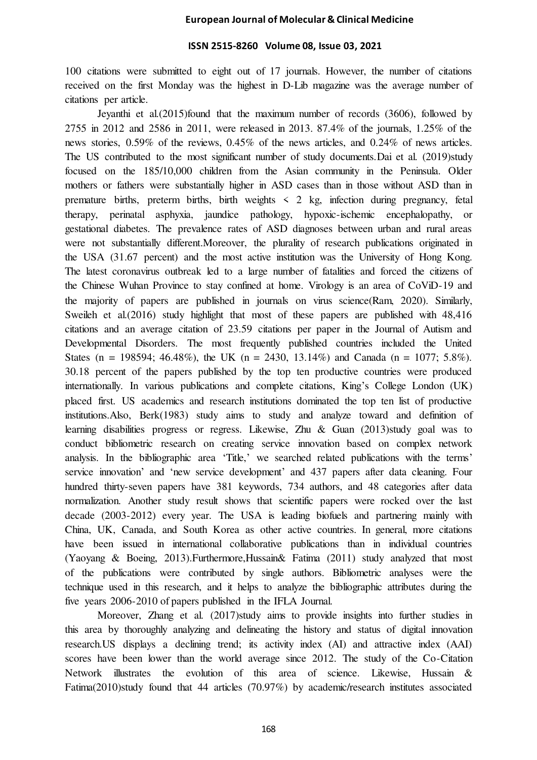100 citations were submitted to eight out of 17 journals. However, the number of citations received on the first Monday was the highest in D-Lib magazine was the average number of citations per article.

Jeyanthi et al.(2015)found that the maximum number of records (3606), followed by 2755 in 2012 and 2586 in 2011, were released in 2013. 87.4% of the journals, 1.25% of the news stories, 0.59% of the reviews, 0.45% of the news articles, and 0.24% of news articles. The US contributed to the most significant number of study documents.Dai et al. (2019)study focused on the 185/10,000 children from the Asian community in the Peninsula. Older mothers or fathers were substantially higher in ASD cases than in those without ASD than in premature births, preterm births, birth weights < 2 kg, infection during pregnancy, fetal therapy, perinatal asphyxia, jaundice pathology, hypoxic-ischemic encephalopathy, or gestational diabetes. The prevalence rates of ASD diagnoses between urban and rural areas were not substantially different.Moreover, the plurality of research publications originated in the USA (31.67 percent) and the most active institution was the University of Hong Kong. The latest coronavirus outbreak led to a large number of fatalities and forced the citizens of the Chinese Wuhan Province to stay confined at home. Virology is an area of CoViD-19 and the majority of papers are published in journals on virus science(Ram, 2020). Similarly, Sweileh et al.(2016) study highlight that most of these papers are published with 48,416 citations and an average citation of 23.59 citations per paper in the Journal of Autism and Developmental Disorders. The most frequently published countries included the United States (n = 198594; 46.48%), the UK (n = 2430, 13.14%) and Canada (n = 1077; 5.8%). 30.18 percent of the papers published by the top ten productive countries were produced internationally. In various publications and complete citations, King's College London (UK) placed first. US academics and research institutions dominated the top ten list of productive institutions.Also, Berk(1983) study aims to study and analyze toward and definition of learning disabilities progress or regress. Likewise, Zhu & Guan (2013)study goal was to conduct bibliometric research on creating service innovation based on complex network analysis. In the bibliographic area 'Title,' we searched related publications with the terms' service innovation' and 'new service development' and 437 papers after data cleaning. Four hundred thirty-seven papers have 381 keywords, 734 authors, and 48 categories after data normalization. Another study result shows that scientific papers were rocked over the last decade (2003-2012) every year. The USA is leading biofuels and partnering mainly with China, UK, Canada, and South Korea as other active countries. In general, more citations have been issued in international collaborative publications than in individual countries (Yaoyang & Boeing, 2013).Furthermore,Hussain& Fatima (2011) study analyzed that most of the publications were contributed by single authors. Bibliometric analyses were the technique used in this research, and it helps to analyze the bibliographic attributes during the five years 2006-2010 of papers published in the IFLA Journal.

Moreover, Zhang et al. (2017)study aims to provide insights into further studies in this area by thoroughly analyzing and delineating the history and status of digital innovation research.US displays a declining trend; its activity index (AI) and attractive index (AAI) scores have been lower than the world average since 2012. The study of the Co-Citation Network illustrates the evolution of this area of science. Likewise, Hussain & Fatima(2010)study found that 44 articles (70.97%) by academic/research institutes associated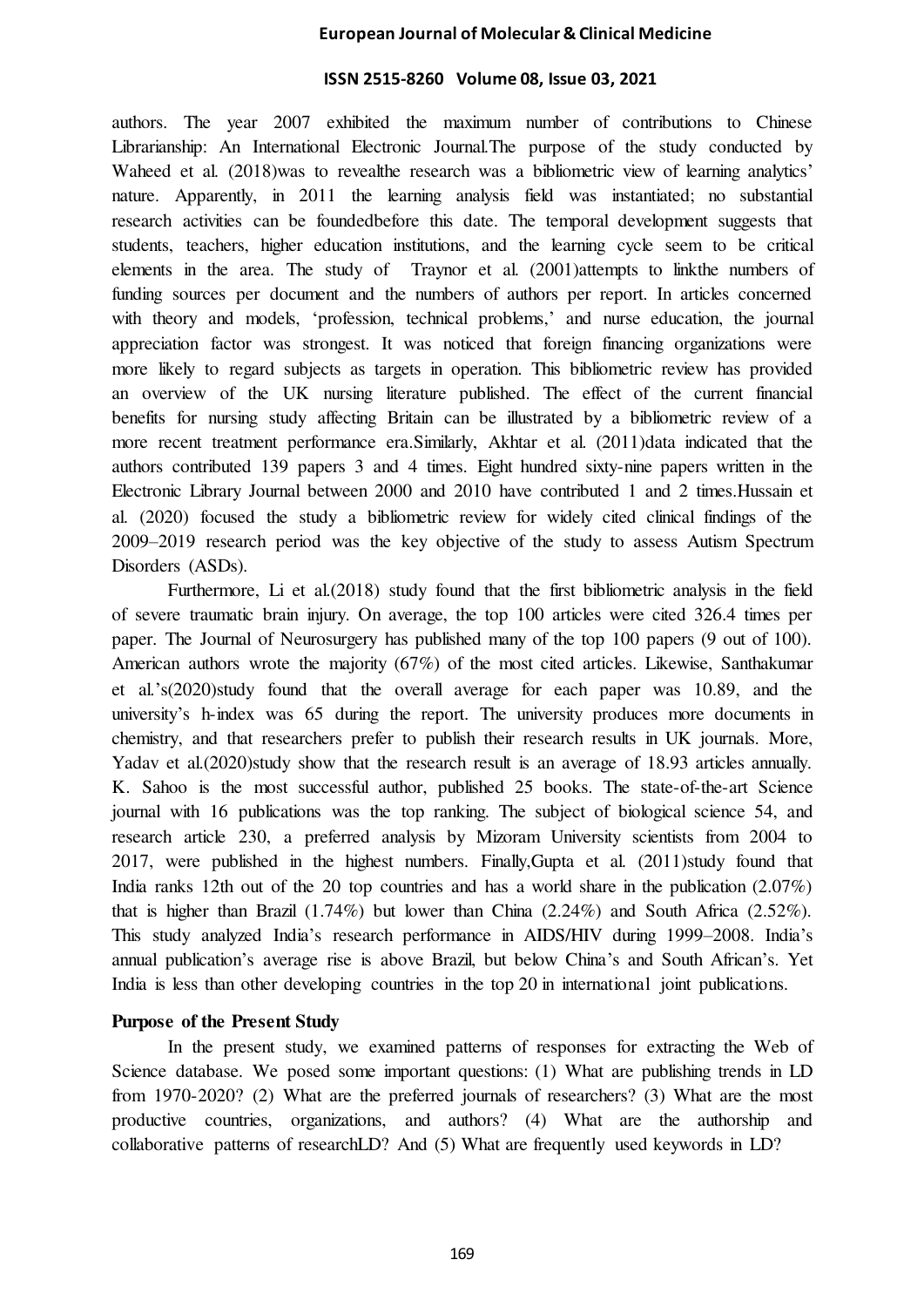authors. The year 2007 exhibited the maximum number of contributions to Chinese Librarianship: An International Electronic Journal.The purpose of the study conducted by Waheed et al. (2018)was to revealthe research was a bibliometric view of learning analytics' nature. Apparently, in 2011 the learning analysis field was instantiated; no substantial research activities can be foundedbefore this date. The temporal development suggests that students, teachers, higher education institutions, and the learning cycle seem to be critical elements in the area. The study of Traynor et al. (2001)attempts to linkthe numbers of funding sources per document and the numbers of authors per report. In articles concerned with theory and models, 'profession, technical problems,' and nurse education, the journal appreciation factor was strongest. It was noticed that foreign financing organizations were more likely to regard subjects as targets in operation. This bibliometric review has provided an overview of the UK nursing literature published. The effect of the current financial benefits for nursing study affecting Britain can be illustrated by a bibliometric review of a more recent treatment performance era.Similarly, Akhtar et al. (2011)data indicated that the authors contributed 139 papers 3 and 4 times. Eight hundred sixty-nine papers written in the Electronic Library Journal between 2000 and 2010 have contributed 1 and 2 times.Hussain et al. (2020) focused the study a bibliometric review for widely cited clinical findings of the 2009–2019 research period was the key objective of the study to assess Autism Spectrum Disorders (ASDs).

Furthermore, Li et al.(2018) study found that the first bibliometric analysis in the field of severe traumatic brain injury. On average, the top 100 articles were cited 326.4 times per paper. The Journal of Neurosurgery has published many of the top 100 papers (9 out of 100). American authors wrote the majority (67%) of the most cited articles. Likewise, Santhakumar et al.'s(2020)study found that the overall average for each paper was 10.89, and the university's h-index was 65 during the report. The university produces more documents in chemistry, and that researchers prefer to publish their research results in UK journals. More, Yadav et al.(2020)study show that the research result is an average of 18.93 articles annually. K. Sahoo is the most successful author, published 25 books. The state-of-the-art Science journal with 16 publications was the top ranking. The subject of biological science 54, and research article 230, a preferred analysis by Mizoram University scientists from 2004 to 2017, were published in the highest numbers. Finally,Gupta et al. (2011)study found that India ranks 12th out of the 20 top countries and has a world share in the publication (2.07%) that is higher than Brazil (1.74%) but lower than China (2.24%) and South Africa (2.52%). This study analyzed India's research performance in AIDS/HIV during 1999–2008. India's annual publication's average rise is above Brazil, but below China's and South African's. Yet India is less than other developing countries in the top 20 in international joint publications.

**Purpose of the Present Study**

In the present study, we examined patterns of responses for extracting the Web of Science database. We posed some important questions: (1) What are publishing trends in LD from 1970-2020? (2) What are the preferred journals of researchers? (3) What are the most productive countries, organizations, and authors? (4) What are the authorship and collaborative patterns of researchLD? And (5) What are frequently used keywords in LD?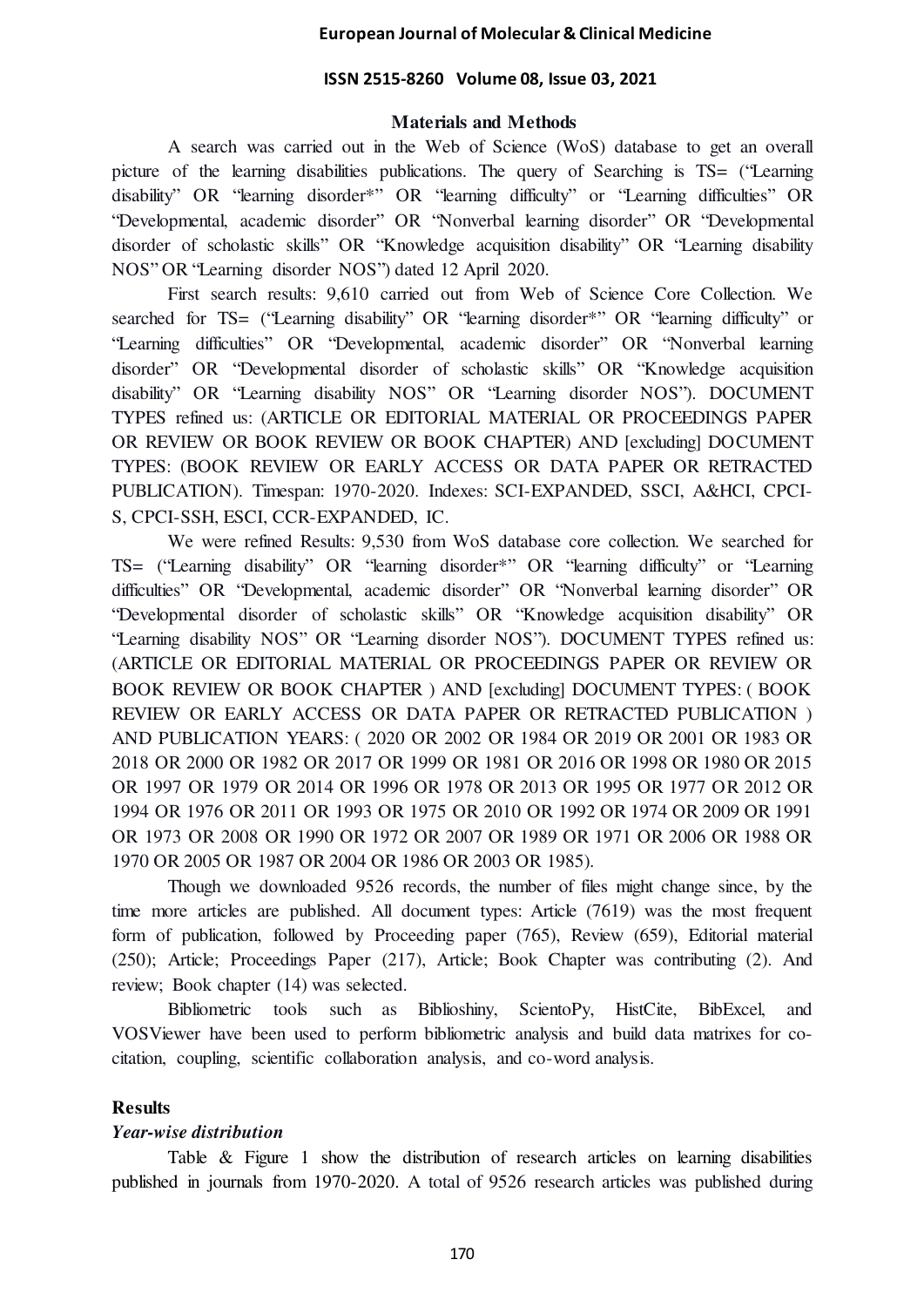## Materials and Methods

A search was carried out in the Web of Science (WoS) database to get an overall picture of the learning disabilities publications. The query of Searching is TS= ("Learning disability" OR "learning disorder*" OR "learning difficulty" or "Learning difficulties" OR "Developmental, academic disorder" OR "Nonverbal learning disorder" OR "Developmental disorder of scholastic skills" OR "Knowledge acquisition disability" OR "Learning disability NOS" OR "Learning disorder NOS") dated 12 April 2020.

First search results: 9,610 carried out from Web of Science Core Collection. We searched for TS= ("Learning disability" OR "learning disorder*" OR "learning difficulty" or "Learning difficulties" OR "Developmental, academic disorder" OR "Nonverbal learning disorder" OR "Developmental disorder of scholastic skills" OR "Knowledge acquisition disability" OR "Learning disability NOS" OR "Learning disorder NOS"). DOCUMENT TYPES refined us: (ARTICLE OR EDITORIAL MATERIAL OR PROCEEDINGS PAPER OR REVIEW OR BOOK REVIEW OR BOOK CHAPTER) AND [excluding] DOCUMENT TYPES: (BOOK REVIEW OR EARLY ACCESS OR DATA PAPER OR RETRACTED PUBLICATION). Timespan: 1970-2020. Indexes: SCI-EXPANDED, SSCI, A&HCI, CPCI-S, CPCI-SSH, ESCI, CCR-EXPANDED, IC.

We were refined Results: 9,530 from WoS database core collection. We searched for TS= ("Learning disability" OR "learning disorder*" OR "learning difficulty" or "Learning difficulties" OR "Developmental, academic disorder" OR "Nonverbal learning disorder" OR "Developmental disorder of scholastic skills" OR "Knowledge acquisition disability" OR "Learning disability NOS" OR "Learning disorder NOS"). DOCUMENT TYPES refined us: (ARTICLE OR EDITORIAL MATERIAL OR PROCEEDINGS PAPER OR REVIEW OR BOOK REVIEW OR BOOK CHAPTER ) AND [excluding] DOCUMENT TYPES: ( BOOK REVIEW OR EARLY ACCESS OR DATA PAPER OR RETRACTED PUBLICATION ) AND PUBLICATION YEARS: ( 2020 OR 2002 OR 1984 OR 2019 OR 2001 OR 1983 OR 2018 OR 2000 OR 1982 OR 2017 OR 1999 OR 1981 OR 2016 OR 1998 OR 1980 OR 2015 OR 1997 OR 1979 OR 2014 OR 1996 OR 1978 OR 2013 OR 1995 OR 1977 OR 2012 OR 1994 OR 1976 OR 2011 OR 1993 OR 1975 OR 2010 OR 1992 OR 1974 OR 2009 OR 1991 OR 1973 OR 2008 OR 1990 OR 1972 OR 2007 OR 1989 OR 1971 OR 2006 OR 1988 OR 1970 OR 2005 OR 1987 OR 2004 OR 1986 OR 2003 OR 1985).

Though we downloaded 9526 records, the number of files might change since, by the time more articles are published. All document types: Article (7619) was the most frequent form of publication, followed by Proceeding paper (765), Review (659), Editorial material (250); Article; Proceedings Paper (217), Article; Book Chapter was contributing (2). And review; Book chapter (14) was selected.

Bibliometric tools such as Biblioshiny, ScientoPy, HistCite, BibExcel, and VOSViewer have been used to perform bibliometric analysis and build data matrixes for co-citation, coupling, scientific collaboration analysis, and co-word analysis.

## Results

### *Year-wise distribution*

Table & Figure 1 show the distribution of research articles on learning disabilities published in journals from 1970-2020. A total of 9526 research articles was published during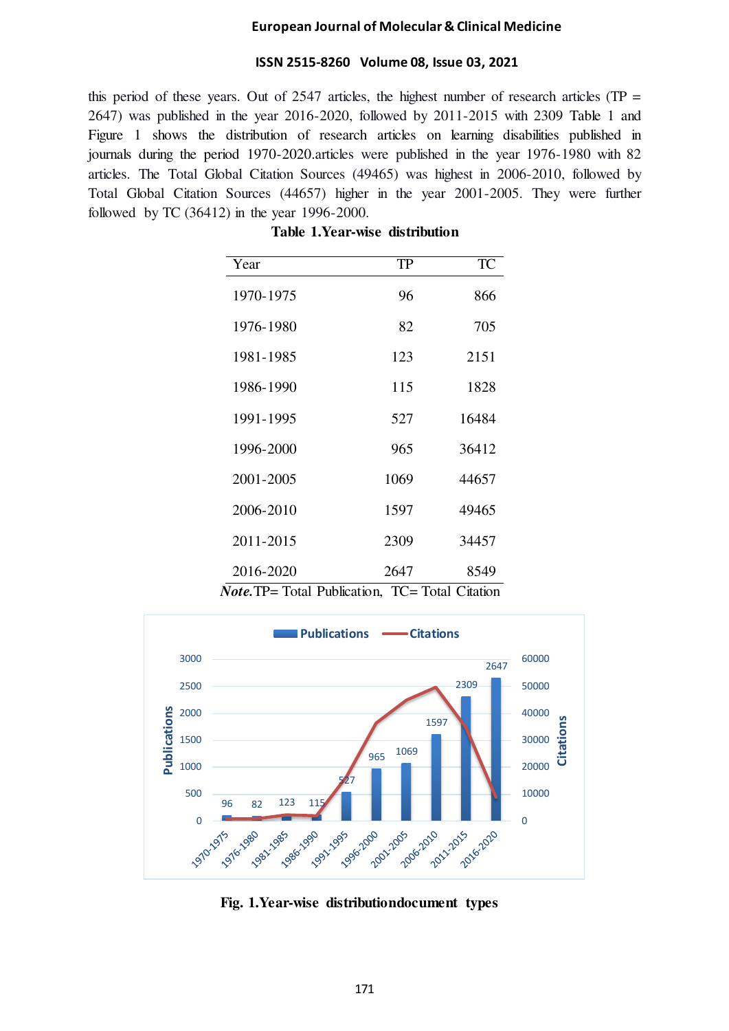this period of these years. Out of 2547 articles, the highest number of research articles (TP = 2647) was published in the year 2016-2020, followed by 2011-2015 with 2309 Table 1 and Figure 1 shows the distribution of research articles on learning disabilities published in journals during the period 1970-2020.articles were published in the year 1976-1980 with 82 articles. The Total Global Citation Sources (49465) was highest in 2006-2010, followed by Total Global Citation Sources (44657) higher in the year 2001-2005. They were further followed by TC (36412) in the year 1996-2000.

**Table 1.Year-wise distribution**

| Year | TP | TC |
|---|---|---|
| 1970-1975 | 96 | 866 |
| 1976-1980 | 82 | 705 |
| 1981-1985 | 123 | 2151 |
| 1986-1990 | 115 | 1828 |
| 1991-1995 | 527 | 16484 |
| 1996-2000 | 965 | 36412 |
| 2001-2005 | 1069 | 44657 |
| 2006-2010 | 1597 | 49465 |
| 2011-2015 | 2309 | 34457 |
| 2016-2020 | 2647 | 8549 |

***Note.*** TP= Total Publication, TC= Total Citation

**Fig. 1.Year-wise distributiondocument types**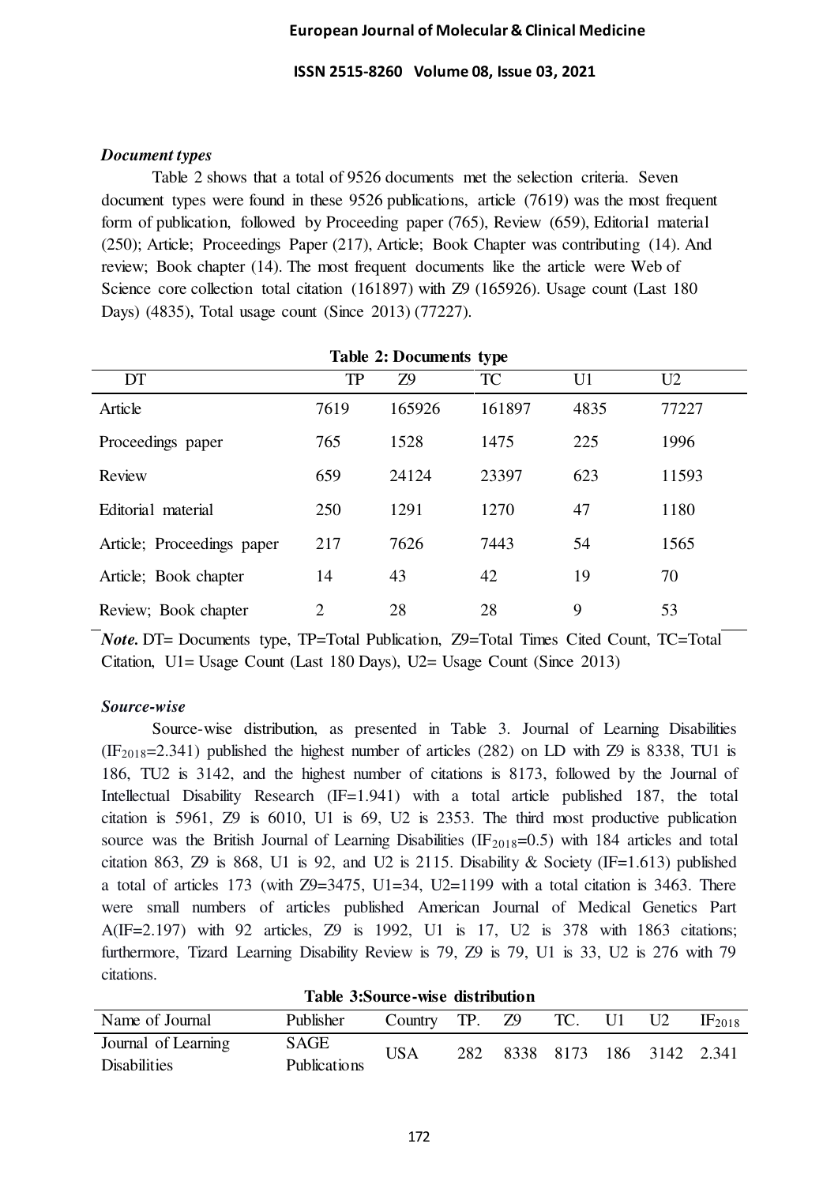### *Document types*

Table 2 shows that a total of 9526 documents met the selection criteria. Seven document types were found in these 9526 publications, article (7619) was the most frequent form of publication, followed by Proceeding paper (765), Review (659), Editorial material (250); Article; Proceedings Paper (217), Article; Book Chapter was contributing (14). And review; Book chapter (14). The most frequent documents like the article were Web of Science core collection total citation (161897) with Z9 (165926). Usage count (Last 180 Days) (4835), Total usage count (Since 2013) (77227).

**Table 2: Documents type**

| DT | TP | Z9 | TC | U1 | U2 |
|---|---|---|---|---|---|
| Article | 7619 | 165926 | 161897 | 4835 | 77227 |
| Proceedings paper | 765 | 1528 | 1475 | 225 | 1996 |
| Review | 659 | 24124 | 23397 | 623 | 11593 |
| Editorial material | 250 | 1291 | 1270 | 47 | 1180 |
| Article; Proceedings paper | 217 | 7626 | 7443 | 54 | 1565 |
| Article; Book chapter | 14 | 43 | 42 | 19 | 70 |
| Review; Book chapter | 2 | 28 | 28 | 9 | 53 |

***Note.*** DT= Documents type, TP=Total Publication, Z9=Total Times Cited Count, TC=Total Citation, U1= Usage Count (Last 180 Days), U2= Usage Count (Since 2013)

### *Source-wise*

Source-wise distribution, as presented in Table 3. Journal of Learning Disabilities ($IF_{2018}$=2.341) published the highest number of articles (282) on LD with Z9 is 8338, TU1 is 186, TU2 is 3142, and the highest number of citations is 8173, followed by the Journal of Intellectual Disability Research (IF=1.941) with a total article published 187, the total citation is 5961, Z9 is 6010, U1 is 69, U2 is 2353. The third most productive publication source was the British Journal of Learning Disabilities ($IF_{2018}$=0.5) with 184 articles and total citation 863, Z9 is 868, U1 is 92, and U2 is 2115. Disability & Society (IF=1.613) published a total of articles 173 (with Z9=3475, U1=34, U2=1199 with a total citation is 3463. There were small numbers of articles published American Journal of Medical Genetics Part A(IF=2.197) with 92 articles, Z9 is 1992, U1 is 17, U2 is 378 with 1863 citations; furthermore, Tizard Learning Disability Review is 79, Z9 is 79, U1 is 33, U2 is 276 with 79 citations.

**Table 3:Source-wise distribution**

| Name of Journal | Publisher | Country | TP. | Z9 | TC. | U1 | U2 | $IF_{2018}$ |
|---|---|---|---|---|---|---|---|---|
| Journal of Learning Disabilities | SAGE Publications | USA | 282 | 8338 | 8173 | 186 | 3142 | 2.341 |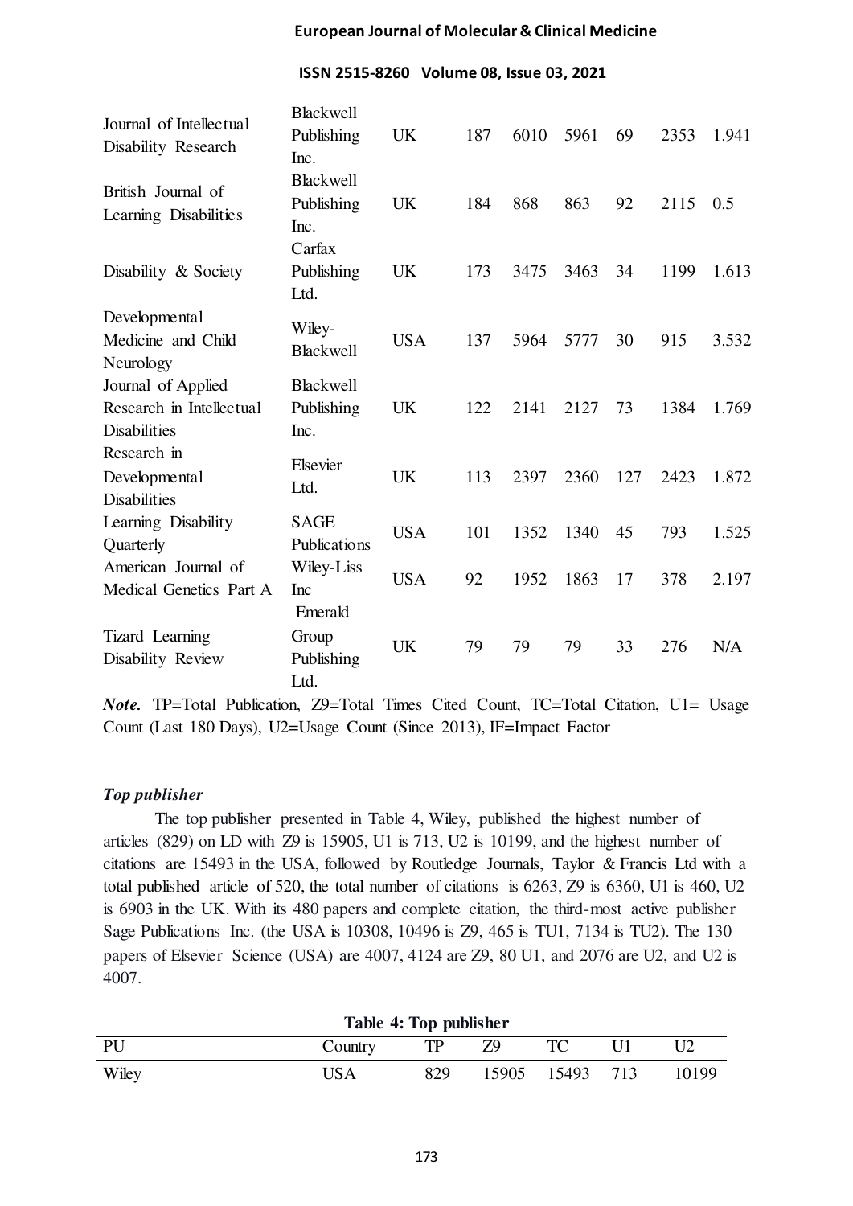| Journal of Intellectual Disability Research | Blackwell Publishing Inc. | UK | 187 | 6010 | 5961 | 69 | 2353 | 1.941 |
|---|---|---|---|---|---|---|---|---|
| British Journal of Learning Disabilities | Blackwell Publishing Inc. | UK | 184 | 868 | 863 | 92 | 2115 | 0.5 |
| Disability & Society | Carfax Publishing Ltd. | UK | 173 | 3475 | 3463 | 34 | 1199 | 1.613 |
| Developmental Medicine and Child Neurology | Wiley-Blackwell | USA | 137 | 5964 | 5777 | 30 | 915 | 3.532 |
| Journal of Applied Research in Intellectual Disabilities | Blackwell Publishing Inc. | UK | 122 | 2141 | 2127 | 73 | 1384 | 1.769 |
| Research in Developmental Disabilities | Elsevier Ltd. | UK | 113 | 2397 | 2360 | 127 | 2423 | 1.872 |
| Learning Disability Quarterly | SAGE Publications | USA | 101 | 1352 | 1340 | 45 | 793 | 1.525 |
| American Journal of Medical Genetics Part A | Wiley-Liss Inc | USA | 92 | 1952 | 1863 | 17 | 378 | 2.197 |
| Tizard Learning Disability Review | Emerald Group Publishing Ltd. | UK | 79 | 79 | 79 | 33 | 276 | N/A |

*Note.* TP=Total Publication, Z9=Total Times Cited Count, TC=Total Citation, U1= Usage Count (Last 180 Days), U2=Usage Count (Since 2013), IF=Impact Factor

### *Top publisher*

The top publisher presented in Table 4, Wiley, published the highest number of articles (829) on LD with Z9 is 15905, U1 is 713, U2 is 10199, and the highest number of citations are 15493 in the USA, followed by Routledge Journals, Taylor & Francis Ltd with a total published article of 520, the total number of citations is 6263, Z9 is 6360, U1 is 460, U2 is 6903 in the UK. With its 480 papers and complete citation, the third-most active publisher Sage Publications Inc. (the USA is 10308, 10496 is Z9, 465 is TU1, 7134 is TU2). The 130 papers of Elsevier Science (USA) are 4007, 4124 are Z9, 80 U1, and 2076 are U2, and U2 is 4007.

**Table 4: Top publisher**

| PU | Country | TP | Z9 | TC | U1 | U2 |
|---|---|---|---|---|---|---|
| Wiley | USA | 829 | 15905 | 15493 | 713 | 10199 |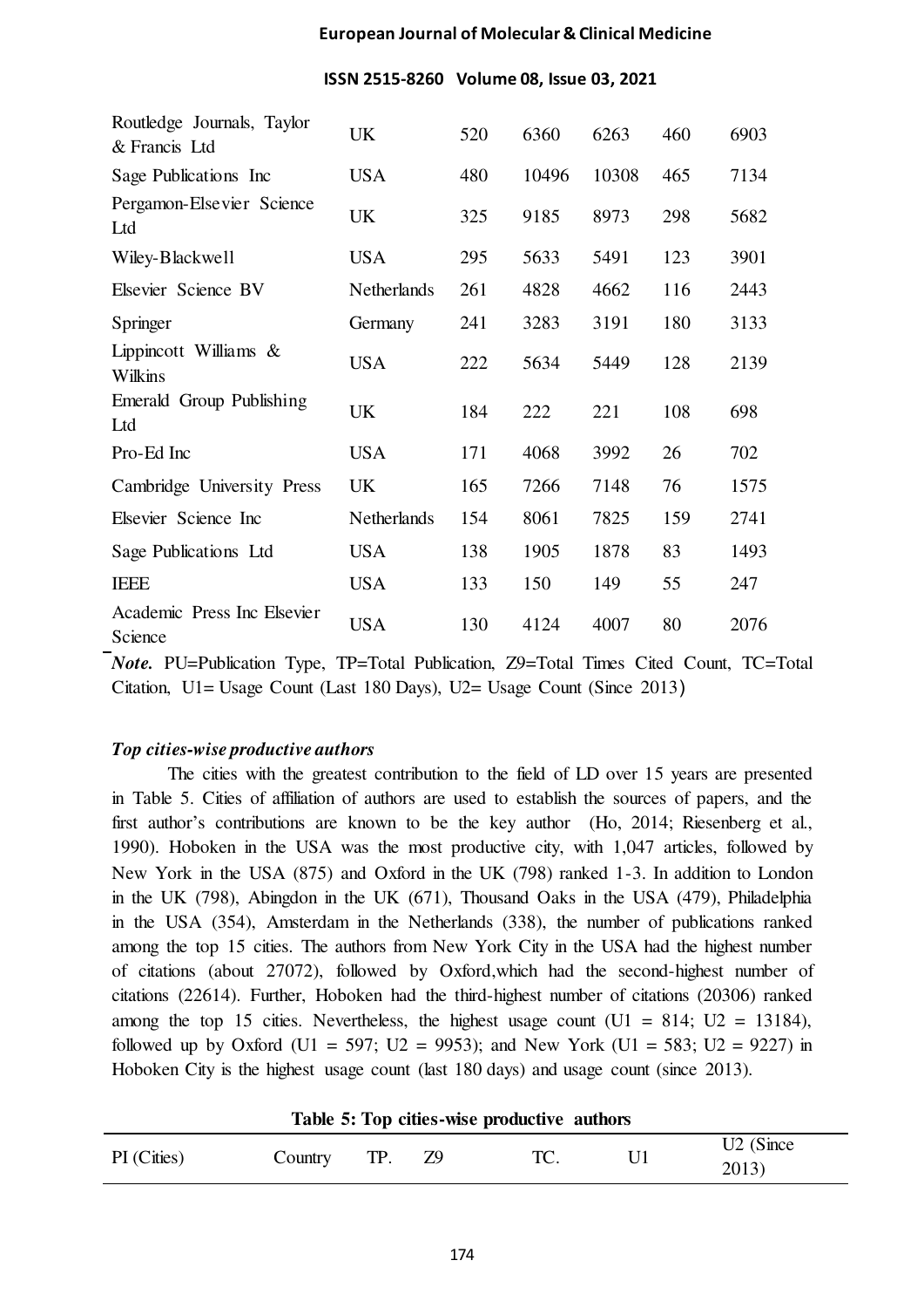| Routledge Journals, Taylor & Francis Ltd | UK | 520 | 6360 | 6263 | 460 | 6903 |
|---|---|---|---|---|---|---|
| Sage Publications Inc | USA | 480 | 10496 | 10308 | 465 | 7134 |
| Pergamon-Elsevier Science Ltd | UK | 325 | 9185 | 8973 | 298 | 5682 |
| Wiley-Blackwell | USA | 295 | 5633 | 5491 | 123 | 3901 |
| Elsevier Science BV | Netherlands | 261 | 4828 | 4662 | 116 | 2443 |
| Springer | Germany | 241 | 3283 | 3191 | 180 | 3133 |
| Lippincott Williams & Wilkins | USA | 222 | 5634 | 5449 | 128 | 2139 |
| Emerald Group Publishing Ltd | UK | 184 | 222 | 221 | 108 | 698 |
| Pro-Ed Inc | USA | 171 | 4068 | 3992 | 26 | 702 |
| Cambridge University Press | UK | 165 | 7266 | 7148 | 76 | 1575 |
| Elsevier Science Inc | Netherlands | 154 | 8061 | 7825 | 159 | 2741 |
| Sage Publications Ltd | USA | 138 | 1905 | 1878 | 83 | 1493 |
| IEEE | USA | 133 | 150 | 149 | 55 | 247 |
| Academic Press Inc Elsevier Science | USA | 130 | 4124 | 4007 | 80 | 2076 |

*Note.* PU=Publication Type, TP=Total Publication, Z9=Total Times Cited Count, TC=Total Citation, U1= Usage Count (Last 180 Days), U2= Usage Count (Since 2013)

### *Top cities-wise productive authors*

The cities with the greatest contribution to the field of LD over 15 years are presented in Table 5. Cities of affiliation of authors are used to establish the sources of papers, and the first author's contributions are known to be the key author (Ho, 2014; Riesenberg et al., 1990). Hoboken in the USA was the most productive city, with 1,047 articles, followed by New York in the USA (875) and Oxford in the UK (798) ranked 1-3. In addition to London in the UK (798), Abingdon in the UK (671), Thousand Oaks in the USA (479), Philadelphia in the USA (354), Amsterdam in the Netherlands (338), the number of publications ranked among the top 15 cities. The authors from New York City in the USA had the highest number of citations (about 27072), followed by Oxford,which had the second-highest number of citations (22614). Further, Hoboken had the third-highest number of citations (20306) ranked among the top 15 cities. Nevertheless, the highest usage count (U1 = 814; U2 = 13184), followed up by Oxford (U1 = 597; U2 = 9953); and New York (U1 = 583; U2 = 9227) in Hoboken City is the highest usage count (last 180 days) and usage count (since 2013).

**Table 5: Top cities-wise productive authors**

| PI (Cities) | Country | TP. | Z9 | TC. | U1 | U2 (Since 2013) |
|---|---|---|---|---|---|---|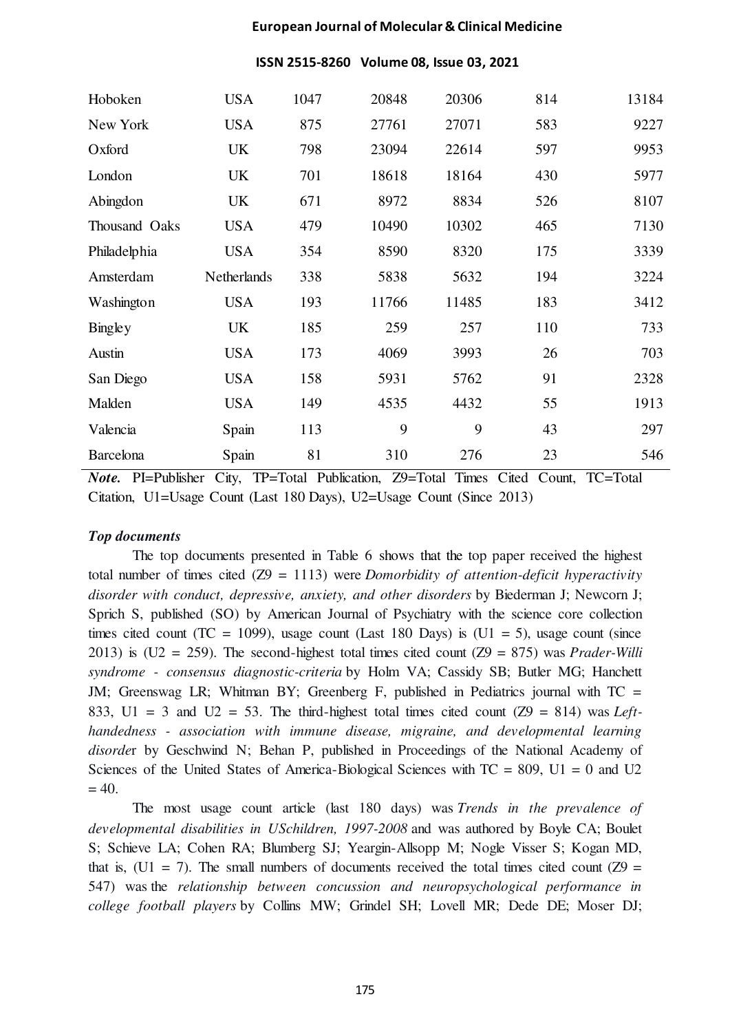| | | | | | | |
|---|---|---|---|---|---|---|
| Hoboken | USA | 1047 | 20848 | 20306 | 814 | 13184 |
| New York | USA | 875 | 27761 | 27071 | 583 | 9227 |
| Oxford | UK | 798 | 23094 | 22614 | 597 | 9953 |
| London | UK | 701 | 18618 | 18164 | 430 | 5977 |
| Abingdon | UK | 671 | 8972 | 8834 | 526 | 8107 |
| Thousand Oaks | USA | 479 | 10490 | 10302 | 465 | 7130 |
| Philadelphia | USA | 354 | 8590 | 8320 | 175 | 3339 |
| Amsterdam | Netherlands | 338 | 5838 | 5632 | 194 | 3224 |
| Washington | USA | 193 | 11766 | 11485 | 183 | 3412 |
| Bingley | UK | 185 | 259 | 257 | 110 | 733 |
| Austin | USA | 173 | 4069 | 3993 | 26 | 703 |
| San Diego | USA | 158 | 5931 | 5762 | 91 | 2328 |
| Malden | USA | 149 | 4535 | 4432 | 55 | 1913 |
| Valencia | Spain | 113 | 9 | 9 | 43 | 297 |
| Barcelona | Spain | 81 | 310 | 276 | 23 | 546 |

***Note.*** PI=Publisher City, TP=Total Publication, Z9=Total Times Cited Count, TC=Total Citation, U1=Usage Count (Last 180 Days), U2=Usage Count (Since 2013)

### *Top documents*

The top documents presented in Table 6 shows that the top paper received the highest total number of times cited (Z9 = 1113) were *Domorbidity of attention-deficit hyperactivity disorder with conduct, depressive, anxiety, and other disorders* by Biederman J; Newcorn J; Sprich S, published (SO) by American Journal of Psychiatry with the science core collection times cited count (TC = 1099), usage count (Last 180 Days) is (U1 = 5), usage count (since 2013) is (U2 = 259). The second-highest total times cited count (Z9 = 875) was *Prader-Willi syndrome - consensus diagnostic-criteria* by Holm VA; Cassidy SB; Butler MG; Hanchett JM; Greenswag LR; Whitman BY; Greenberg F, published in Pediatrics journal with TC = 833, U1 = 3 and U2 = 53. The third-highest total times cited count (Z9 = 814) was *Left-handedness - association with immune disease, migraine, and developmental learning disorde*r by Geschwind N; Behan P, published in Proceedings of the National Academy of Sciences of the United States of America-Biological Sciences with TC = 809, U1 = 0 and U2 = 40.

The most usage count article (last 180 days) was *Trends in the prevalence of developmental disabilities in USchildren, 1997-2008* and was authored by Boyle CA; Boulet S; Schieve LA; Cohen RA; Blumberg SJ; Yeargin-Allsopp M; Nogle Visser S; Kogan MD, that is, (U1 = 7). The small numbers of documents received the total times cited count (Z9 = 547) was the *relationship between concussion and neuropsychological performance in college football players* by Collins MW; Grindel SH; Lovell MR; Dede DE; Moser DJ;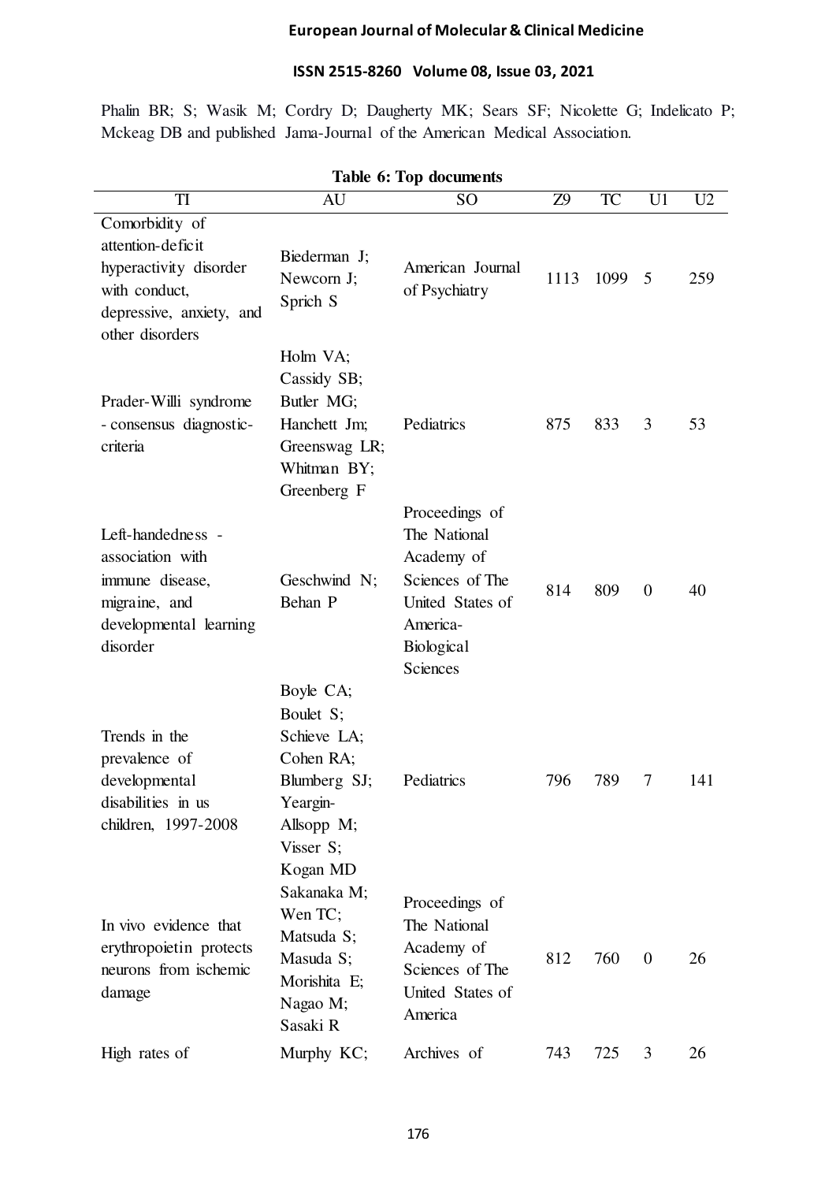Phalin BR; S; Wasik M; Cordry D; Daugherty MK; Sears SF; Nicolette G; Indelicato P; Mckeag DB and published Jama-Journal of the American Medical Association.

**Table 6: Top documents**

| TI | AU | SO | Z9 | TC | U1 | U2 |
|---|---|---|---|---|---|---|
| Comorbidity of attention-deficit hyperactivity disorder with conduct, depressive, anxiety, and other disorders | Biederman J; Newcorn J; Sprich S | American Journal of Psychiatry | 1113 | 1099 | 5 | 259 |
| Prader-Willi syndrome - consensus diagnostic-criteria | Holm VA; Cassidy SB; Butler MG; Hanchett Jm; Greenswag LR; Whitman BY; Greenberg F | Pediatrics | 875 | 833 | 3 | 53 |
| Left-handedness - association with immune disease, migraine, and developmental learning disorder | Geschwind N; Behan P | Proceedings of The National Academy of Sciences of The United States of America-Biological Sciences | 814 | 809 | 0 | 40 |
| Trends in the prevalence of developmental disabilities in us children, 1997-2008 | Boyle CA; Boulet S; Schieve LA; Cohen RA; Blumberg SJ; Yeargin-Allsopp M; Visser S; Kogan MD | Pediatrics | 796 | 789 | 7 | 141 |
| In vivo evidence that erythropoietin protects neurons from ischemic damage | Sakanaka M; Wen TC; Matsuda S; Masuda S; Morishita E; Nagao M; Sasaki R | Proceedings of The National Academy of Sciences of The United States of America | 812 | 760 | 0 | 26 |
| High rates of | Murphy KC; | Archives of | 743 | 725 | 3 | 26 |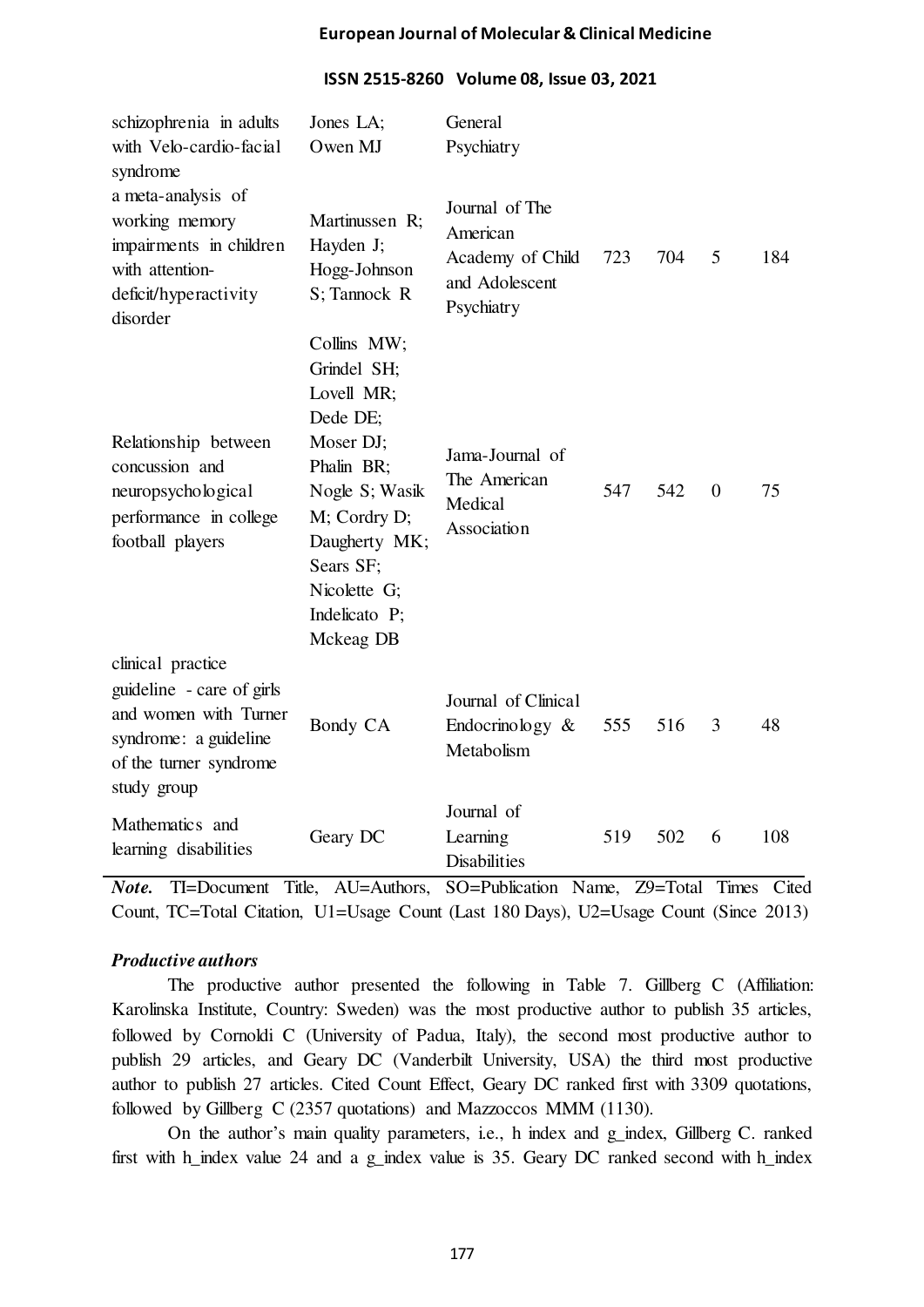| TI | AU | SO | Z9 | TC | U1 | U2 |
|---|---|---|---|---|---|---|
| schizophrenia in adults with Velo-cardio-facial syndrome | Jones LA; Owen MJ | General Psychiatry | | | | |
| a meta-analysis of working memory impairments in children with attention-deficit/hyperactivity disorder | Martinussen R; Hayden J; Hogg-Johnson S; Tannock R | Journal of The American Academy of Child and Adolescent Psychiatry | 723 | 704 | 5 | 184 |
| Relationship between concussion and neuropsychological performance in college football players | Collins MW; Grindel SH; Lovell MR; Dede DE; Moser DJ; Phalin BR; Nogle S; Wasik M; Cordry D; Daugherty MK; Sears SF; Nicolette G; Indelicato P; Mckeag DB | Jama-Journal of The American Medical Association | 547 | 542 | 0 | 75 |
| clinical practice guideline - care of girls and women with Turner syndrome: a guideline of the turner syndrome study group | Bondy CA | Journal of Clinical Endocrinology & Metabolism | 555 | 516 | 3 | 48 |
| Mathematics and learning disabilities | Geary DC | Journal of Learning Disabilities | 519 | 502 | 6 | 108 |

***Note.*** TI=Document Title, AU=Authors, SO=Publication Name, Z9=Total Times Cited Count, TC=Total Citation, U1=Usage Count (Last 180 Days), U2=Usage Count (Since 2013)

### *Productive authors*

The productive author presented the following in Table 7. Gillberg C (Affiliation: Karolinska Institute, Country: Sweden) was the most productive author to publish 35 articles, followed by Cornoldi C (University of Padua, Italy), the second most productive author to publish 29 articles, and Geary DC (Vanderbilt University, USA) the third most productive author to publish 27 articles. Cited Count Effect, Geary DC ranked first with 3309 quotations, followed by Gillberg C (2357 quotations) and Mazzoccos MMM (1130).

On the author's main quality parameters, i.e., h index and g_index, Gillberg C. ranked first with h_index value 24 and a g_index value is 35. Geary DC ranked second with h_index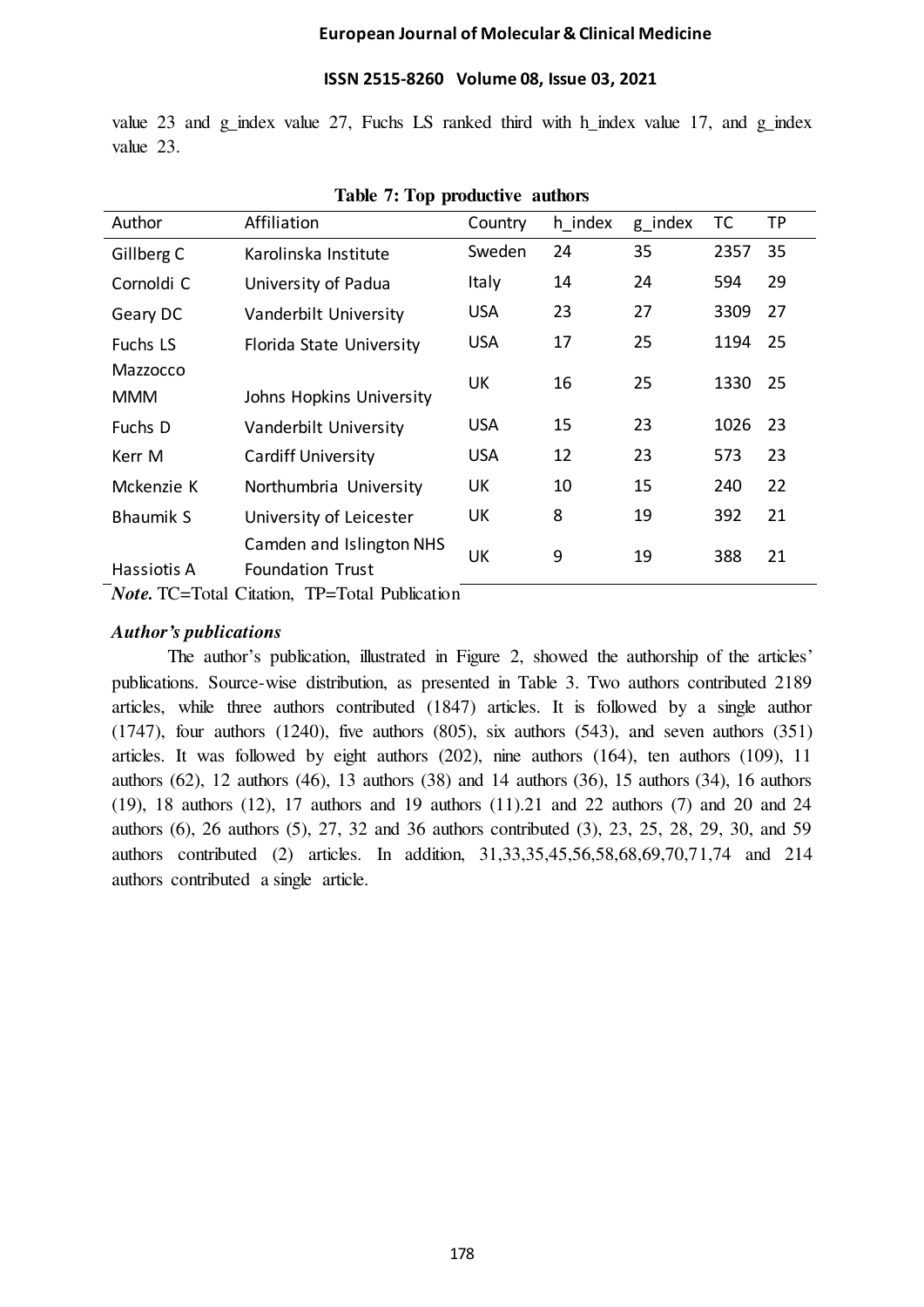value 23 and g_index value 27, Fuchs LS ranked third with h_index value 17, and g_index value 23.

**Table 7: Top productive authors**

| Author | Affiliation | Country | h_index | g_index | TC | TP |
|---|---|---|---|---|---|---|
| Gillberg C | Karolinska Institute | Sweden | 24 | 35 | 2357 | 35 |
| Cornoldi C | University of Padua | Italy | 14 | 24 | 594 | 29 |
| Geary DC | Vanderbilt University | USA | 23 | 27 | 3309 | 27 |
| Fuchs LS | Florida State University | USA | 17 | 25 | 1194 | 25 |
| Mazzocco MMM | Johns Hopkins University | UK | 16 | 25 | 1330 | 25 |
| Fuchs D | Vanderbilt University | USA | 15 | 23 | 1026 | 23 |
| Kerr M | Cardiff University | USA | 12 | 23 | 573 | 23 |
| Mckenzie K | Northumbria University | UK | 10 | 15 | 240 | 22 |
| Bhaumik S | University of Leicester | UK | 8 | 19 | 392 | 21 |
| Hassiotis A | Camden and Islington NHS Foundation Trust | UK | 9 | 19 | 388 | 21 |

***Note.*** TC=Total Citation, TP=Total Publication

***Author's publications***

The author's publication, illustrated in Figure 2, showed the authorship of the articles' publications. Source-wise distribution, as presented in Table 3. Two authors contributed 2189 articles, while three authors contributed (1847) articles. It is followed by a single author (1747), four authors (1240), five authors (805), six authors (543), and seven authors (351) articles. It was followed by eight authors (202), nine authors (164), ten authors (109), 11 authors (62), 12 authors (46), 13 authors (38) and 14 authors (36), 15 authors (34), 16 authors (19), 18 authors (12), 17 authors and 19 authors (11).21 and 22 authors (7) and 20 and 24 authors (6), 26 authors (5), 27, 32 and 36 authors contributed (3), 23, 25, 28, 29, 30, and 59 authors contributed (2) articles. In addition, 31,33,35,45,56,58,68,69,70,71,74 and 214 authors contributed a single article.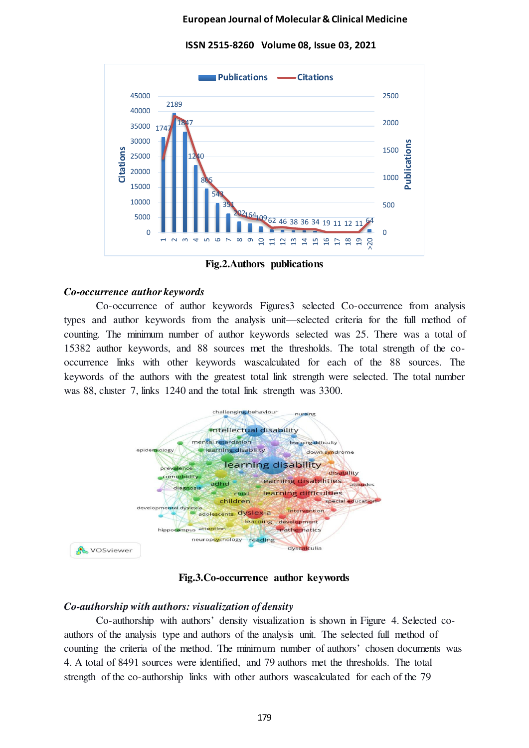Fig.2.Authors publications

*Co-occurrence author keywords*

Co-occurrence of author keywords Figures3 selected Co-occurrence from analysis types and author keywords from the analysis unit—selected criteria for the full method of counting. The minimum number of author keywords selected was 25. There was a total of 15382 author keywords, and 88 sources met the thresholds. The total strength of the co-occurrence links with other keywords wascalculated for each of the 88 sources. The keywords of the authors with the greatest total link strength were selected. The total number was 88, cluster 7, links 1240 and the total link strength was 3300.

Fig.3.Co-occurrence author keywords

*Co-authorship with authors: visualization of density*

Co-authorship with authors' density visualization is shown in Figure 4. Selected co-authors of the analysis type and authors of the analysis unit. The selected full method of counting the criteria of the method. The minimum number of authors' chosen documents was 4. A total of 8491 sources were identified, and 79 authors met the thresholds. The total strength of the co-authorship links with other authors wascalculated for each of the 79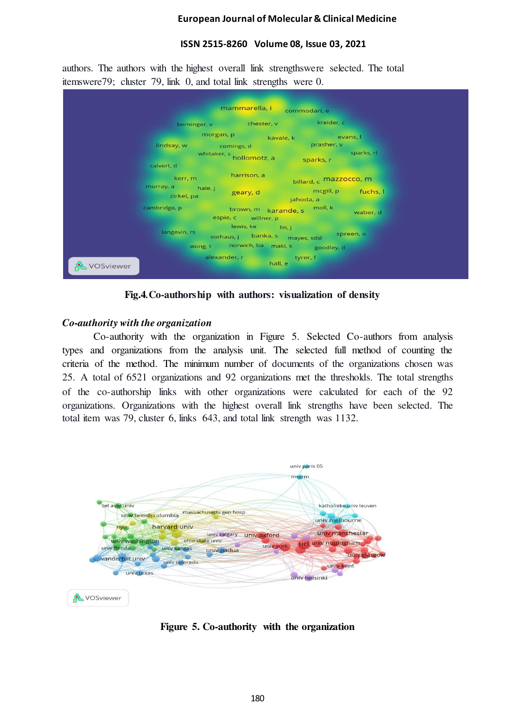authors. The authors with the highest overall link strengthswere selected. The total itemswere79; cluster 79, link 0, and total link strengths were 0.

Fig.4.Co-authorship with authors: visualization of density

### *Co-authority with the organization*

Co-authority with the organization in Figure 5. Selected Co-authors from analysis types and organizations from the analysis unit. The selected full method of counting the criteria of the method. The minimum number of documents of the organizations chosen was 25. A total of 6521 organizations and 92 organizations met the thresholds. The total strengths of the co-authorship links with other organizations were calculated for each of the 92 organizations. Organizations with the highest overall link strengths have been selected. The total item was 79, cluster 6, links 643, and total link strength was 1132.

Figure 5. Co-authority with the organization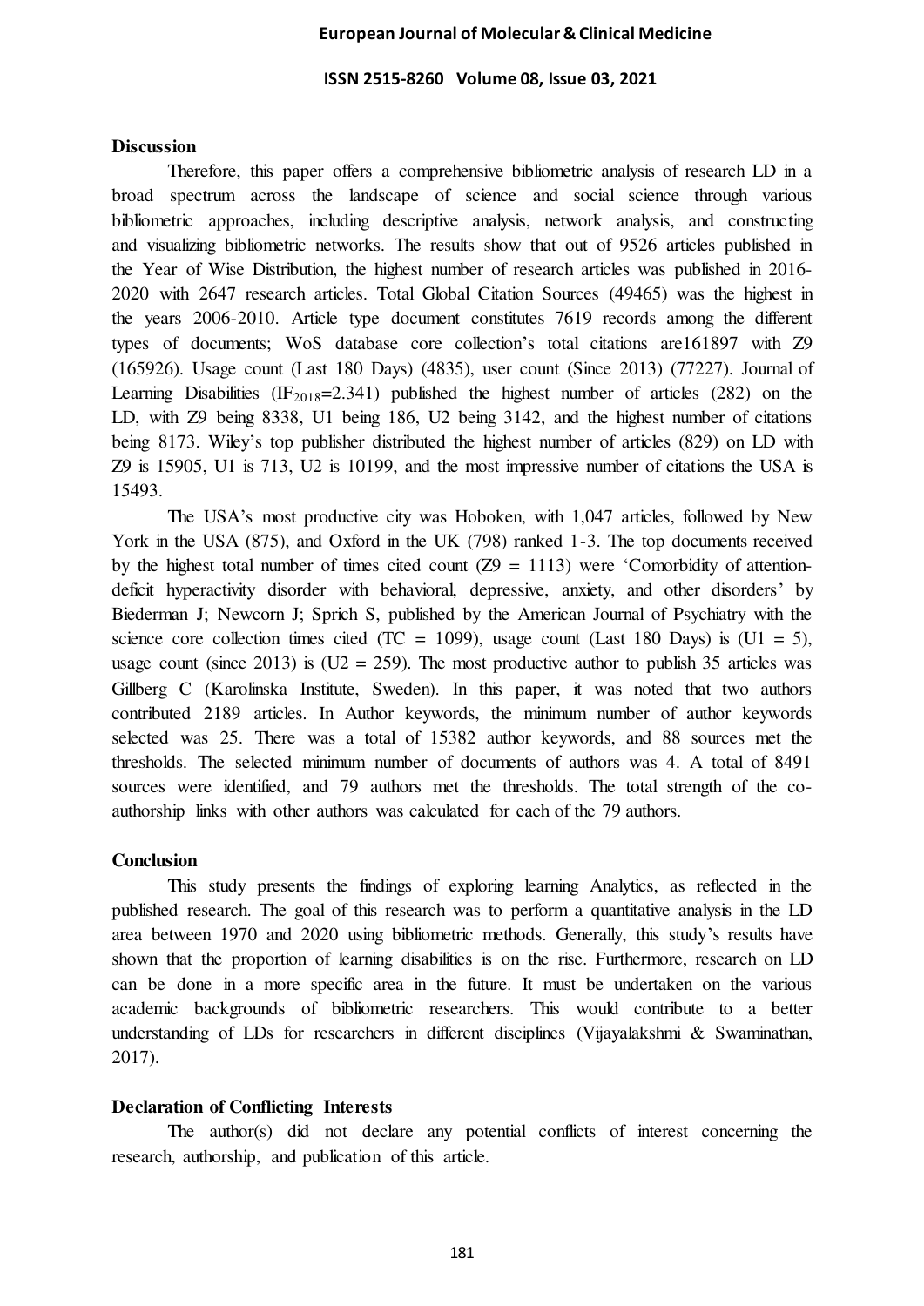## Discussion

Therefore, this paper offers a comprehensive bibliometric analysis of research LD in a broad spectrum across the landscape of science and social science through various bibliometric approaches, including descriptive analysis, network analysis, and constructing and visualizing bibliometric networks. The results show that out of 9526 articles published in the Year of Wise Distribution, the highest number of research articles was published in 2016-2020 with 2647 research articles. Total Global Citation Sources (49465) was the highest in the years 2006-2010. Article type document constitutes 7619 records among the different types of documents; WoS database core collection's total citations are161897 with Z9 (165926). Usage count (Last 180 Days) (4835), user count (Since 2013) (77227). Journal of Learning Disabilities ($IF_{2018}$=2.341) published the highest number of articles (282) on the LD, with Z9 being 8338, U1 being 186, U2 being 3142, and the highest number of citations being 8173. Wiley's top publisher distributed the highest number of articles (829) on LD with Z9 is 15905, U1 is 713, U2 is 10199, and the most impressive number of citations the USA is 15493.

The USA's most productive city was Hoboken, with 1,047 articles, followed by New York in the USA (875), and Oxford in the UK (798) ranked 1-3. The top documents received by the highest total number of times cited count (Z9 = 1113) were 'Comorbidity of attention-deficit hyperactivity disorder with behavioral, depressive, anxiety, and other disorders' by Biederman J; Newcorn J; Sprich S, published by the American Journal of Psychiatry with the science core collection times cited (TC = 1099), usage count (Last 180 Days) is (U1 = 5), usage count (since 2013) is (U2 = 259). The most productive author to publish 35 articles was Gillberg C (Karolinska Institute, Sweden). In this paper, it was noted that two authors contributed 2189 articles. In Author keywords, the minimum number of author keywords selected was 25. There was a total of 15382 author keywords, and 88 sources met the thresholds. The selected minimum number of documents of authors was 4. A total of 8491 sources were identified, and 79 authors met the thresholds. The total strength of the co-authorship links with other authors was calculated for each of the 79 authors.

## Conclusion

This study presents the findings of exploring learning Analytics, as reflected in the published research. The goal of this research was to perform a quantitative analysis in the LD area between 1970 and 2020 using bibliometric methods. Generally, this study's results have shown that the proportion of learning disabilities is on the rise. Furthermore, research on LD can be done in a more specific area in the future. It must be undertaken on the various academic backgrounds of bibliometric researchers. This would contribute to a better understanding of LDs for researchers in different disciplines (Vijayalakshmi & Swaminathan, 2017).

## Declaration of Conflicting Interests

The author(s) did not declare any potential conflicts of interest concerning the research, authorship, and publication of this article.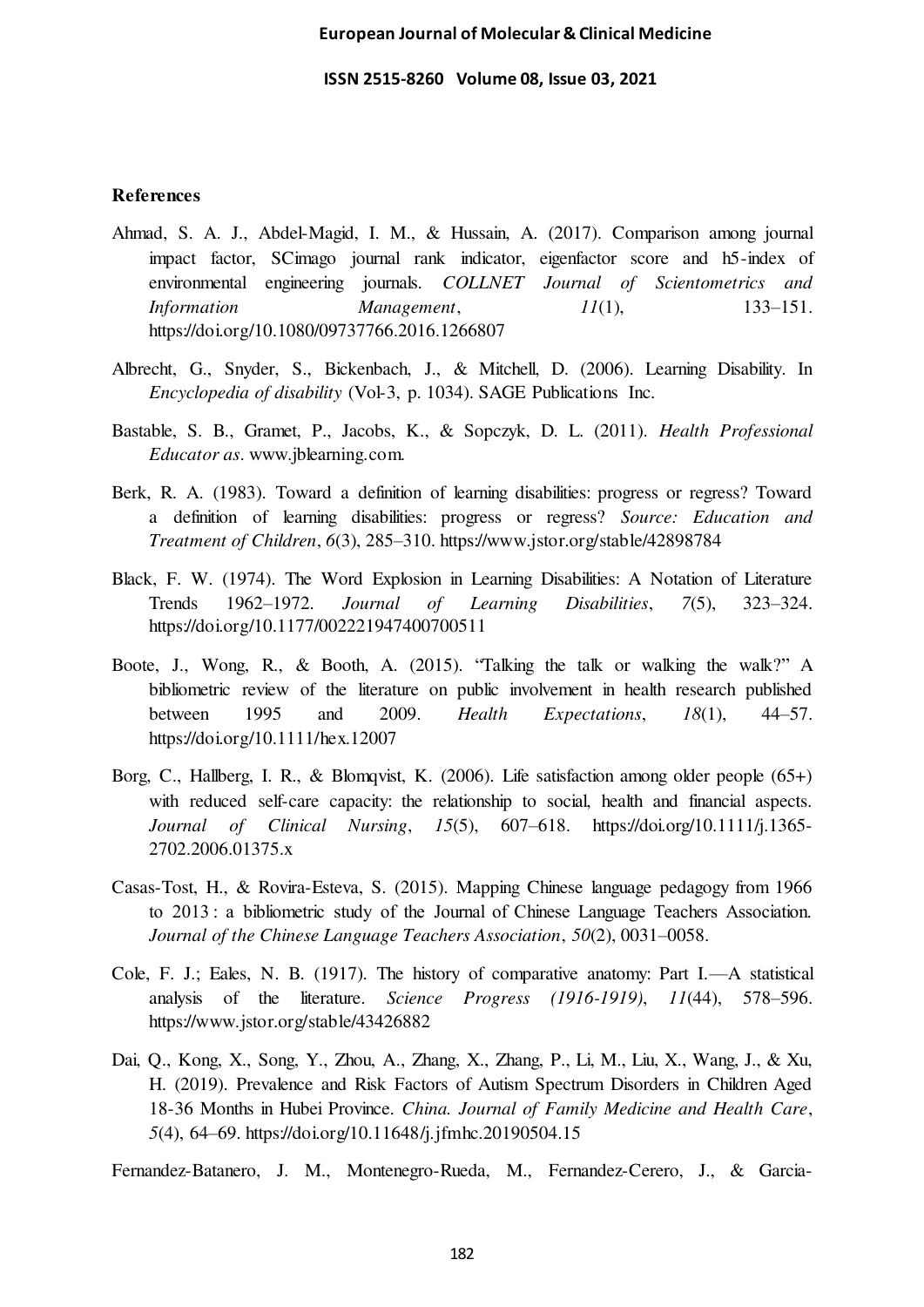### References

Ahmad, S. A. J., Abdel-Magid, I. M., & Hussain, A. (2017). Comparison among journal impact factor, SCimago journal rank indicator, eigenfactor score and h5-index of environmental engineering journals. *COLLNET Journal of Scientometrics and Information Management*, *11*(1), 133–151. https://doi.org/10.1080/09737766.2016.1266807

Albrecht, G., Snyder, S., Bickenbach, J., & Mitchell, D. (2006). Learning Disability. In *Encyclopedia of disability* (Vol-3, p. 1034). SAGE Publications Inc.

Bastable, S. B., Gramet, P., Jacobs, K., & Sopczyk, D. L. (2011). *Health Professional Educator as*. www.jblearning.com.

Berk, R. A. (1983). Toward a definition of learning disabilities: progress or regress? Toward a definition of learning disabilities: progress or regress? *Source: Education and Treatment of Children*, *6*(3), 285–310. https://www.jstor.org/stable/42898784

Black, F. W. (1974). The Word Explosion in Learning Disabilities: A Notation of Literature Trends 1962–1972. *Journal of Learning Disabilities*, *7*(5), 323–324. https://doi.org/10.1177/002221947400700511

Boote, J., Wong, R., & Booth, A. (2015). "Talking the talk or walking the walk?" A bibliometric review of the literature on public involvement in health research published between 1995 and 2009. *Health Expectations*, *18*(1), 44–57. https://doi.org/10.1111/hex.12007

Borg, C., Hallberg, I. R., & Blomqvist, K. (2006). Life satisfaction among older people (65+) with reduced self-care capacity: the relationship to social, health and financial aspects. *Journal of Clinical Nursing*, *15*(5), 607–618. https://doi.org/10.1111/j.1365-2702.2006.01375.x

Casas-Tost, H., & Rovira-Esteva, S. (2015). Mapping Chinese language pedagogy from 1966 to 2013 : a bibliometric study of the Journal of Chinese Language Teachers Association. *Journal of the Chinese Language Teachers Association*, *50*(2), 0031–0058.

Cole, F. J.; Eales, N. B. (1917). The history of comparative anatomy: Part I.—A statistical analysis of the literature. *Science Progress (1916-1919)*, *11*(44), 578–596. https://www.jstor.org/stable/43426882

Dai, Q., Kong, X., Song, Y., Zhou, A., Zhang, X., Zhang, P., Li, M., Liu, X., Wang, J., & Xu, H. (2019). Prevalence and Risk Factors of Autism Spectrum Disorders in Children Aged 18-36 Months in Hubei Province. *China. Journal of Family Medicine and Health Care*, *5*(4), 64–69. https://doi.org/10.11648/j.jfmhc.20190504.15

Fernandez-Batanero, J. M., Montenegro-Rueda, M., Fernandez-Cerero, J., & Garcia-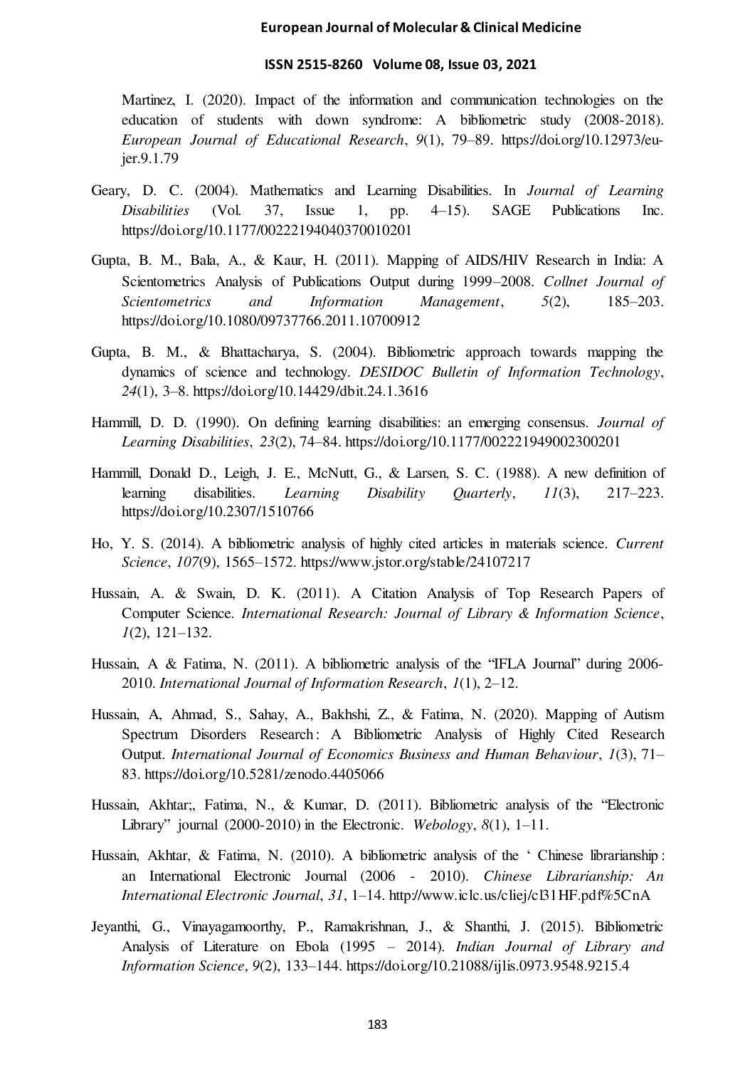Martinez, I. (2020). Impact of the information and communication technologies on the education of students with down syndrome: A bibliometric study (2008-2018). *European Journal of Educational Research*, *9*(1), 79–89. https://doi.org/10.12973/eu-jer.9.1.79

Geary, D. C. (2004). Mathematics and Learning Disabilities. In *Journal of Learning Disabilities* (Vol. 37, Issue 1, pp. 4–15). SAGE Publications Inc. https://doi.org/10.1177/00222194040370010201

Gupta, B. M., Bala, A., & Kaur, H. (2011). Mapping of AIDS/HIV Research in India: A Scientometrics Analysis of Publications Output during 1999–2008. *Collnet Journal of Scientometrics and Information Management*, *5*(2), 185–203. https://doi.org/10.1080/09737766.2011.10700912

Gupta, B. M., & Bhattacharya, S. (2004). Bibliometric approach towards mapping the dynamics of science and technology. *DESIDOC Bulletin of Information Technology*, *24*(1), 3–8. https://doi.org/10.14429/dbit.24.1.3616

Hammill, D. D. (1990). On defining learning disabilities: an emerging consensus. *Journal of Learning Disabilities*, *23*(2), 74–84. https://doi.org/10.1177/002221949002300201

Hammill, Donald D., Leigh, J. E., McNutt, G., & Larsen, S. C. (1988). A new definition of learning disabilities. *Learning Disability Quarterly*, *11*(3), 217–223. https://doi.org/10.2307/1510766

Ho, Y. S. (2014). A bibliometric analysis of highly cited articles in materials science. *Current Science*, *107*(9), 1565–1572. https://www.jstor.org/stable/24107217

Hussain, A. & Swain, D. K. (2011). A Citation Analysis of Top Research Papers of Computer Science. *International Research: Journal of Library & Information Science*, *1*(2), 121–132.

Hussain, A & Fatima, N. (2011). A bibliometric analysis of the "IFLA Journal" during 2006-2010. *International Journal of Information Research*, *1*(1), 2–12.

Hussain, A, Ahmad, S., Sahay, A., Bakhshi, Z., & Fatima, N. (2020). Mapping of Autism Spectrum Disorders Research: A Bibliometric Analysis of Highly Cited Research Output. *International Journal of Economics Business and Human Behaviour*, *1*(3), 71–83. https://doi.org/10.5281/zenodo.4405066

Hussain, Akhtar;, Fatima, N., & Kumar, D. (2011). Bibliometric analysis of the "Electronic Library" journal (2000-2010) in the Electronic. *Webology*, *8*(1), 1–11.

Hussain, Akhtar, & Fatima, N. (2010). A bibliometric analysis of the ' Chinese librarianship : an International Electronic Journal (2006 - 2010). *Chinese Librarianship: An International Electronic Journal*, *31*, 1–14. http://www.iclc.us/cliej/cl31HF.pdf%5CnA

Jeyanthi, G., Vinayagamoorthy, P., Ramakrishnan, J., & Shanthi, J. (2015). Bibliometric Analysis of Literature on Ebola (1995 – 2014). *Indian Journal of Library and Information Science*, *9*(2), 133–144. https://doi.org/10.21088/ijlis.0973.9548.9215.4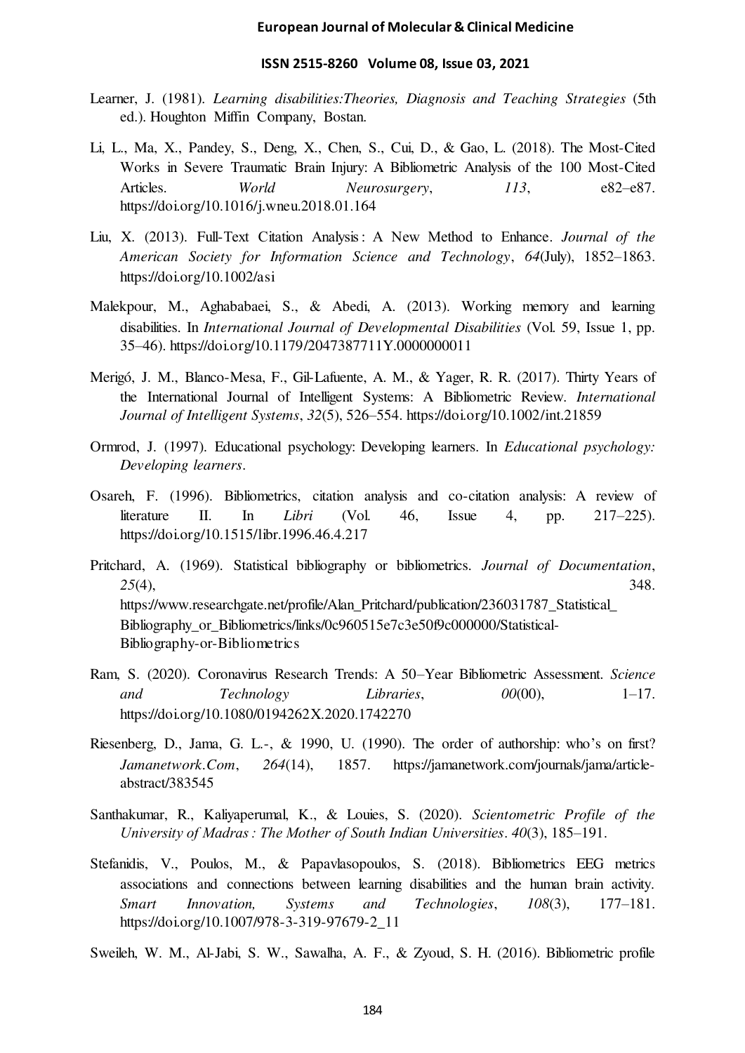Learner, J. (1981). *Learning disabilities:Theories, Diagnosis and Teaching Strategies* (5th ed.). Houghton Miffin Company, Bostan.

Li, L., Ma, X., Pandey, S., Deng, X., Chen, S., Cui, D., & Gao, L. (2018). The Most-Cited Works in Severe Traumatic Brain Injury: A Bibliometric Analysis of the 100 Most-Cited Articles. *World Neurosurgery*, *113*, e82–e87. https://doi.org/10.1016/j.wneu.2018.01.164

Liu, X. (2013). Full-Text Citation Analysis : A New Method to Enhance. *Journal of the American Society for Information Science and Technology*, *64*(July), 1852–1863. https://doi.org/10.1002/asi

Malekpour, M., Aghababaei, S., & Abedi, A. (2013). Working memory and learning disabilities. In *International Journal of Developmental Disabilities* (Vol. 59, Issue 1, pp. 35–46). https://doi.org/10.1179/2047387711Y.0000000011

Merigó, J. M., Blanco-Mesa, F., Gil-Lafuente, A. M., & Yager, R. R. (2017). Thirty Years of the International Journal of Intelligent Systems: A Bibliometric Review. *International Journal of Intelligent Systems*, *32*(5), 526–554. https://doi.org/10.1002/int.21859

Ormrod, J. (1997). Educational psychology: Developing learners. In *Educational psychology: Developing learners*.

Osareh, F. (1996). Bibliometrics, citation analysis and co-citation analysis: A review of literature II. In *Libri* (Vol. 46, Issue 4, pp. 217–225). https://doi.org/10.1515/libr.1996.46.4.217

Pritchard, A. (1969). Statistical bibliography or bibliometrics. *Journal of Documentation*, *25*(4), 348. https://www.researchgate.net/profile/Alan_Pritchard/publication/236031787_Statistical_Bibliography_or_Bibliometrics/links/0c960515e7c3e50f9c000000/Statistical-Bibliography-or-Bibliometrics

Ram, S. (2020). Coronavirus Research Trends: A 50–Year Bibliometric Assessment. *Science and Technology Libraries*, *00*(00), 1–17. https://doi.org/10.1080/0194262X.2020.1742270

Riesenberg, D., Jama, G. L.-, & 1990, U. (1990). The order of authorship: who's on first? *Jamanetwork.Com*, *264*(14), 1857. https://jamanetwork.com/journals/jama/article-abstract/383545

Santhakumar, R., Kaliyaperumal, K., & Louies, S. (2020). *Scientometric Profile of the University of Madras : The Mother of South Indian Universities*. *40*(3), 185–191.

Stefanidis, V., Poulos, M., & Papavlasopoulos, S. (2018). Bibliometrics EEG metrics associations and connections between learning disabilities and the human brain activity. *Smart Innovation, Systems and Technologies*, *108*(3), 177–181. https://doi.org/10.1007/978-3-319-97679-2_11

Sweileh, W. M., Al-Jabi, S. W., Sawalha, A. F., & Zyoud, S. H. (2016). Bibliometric profile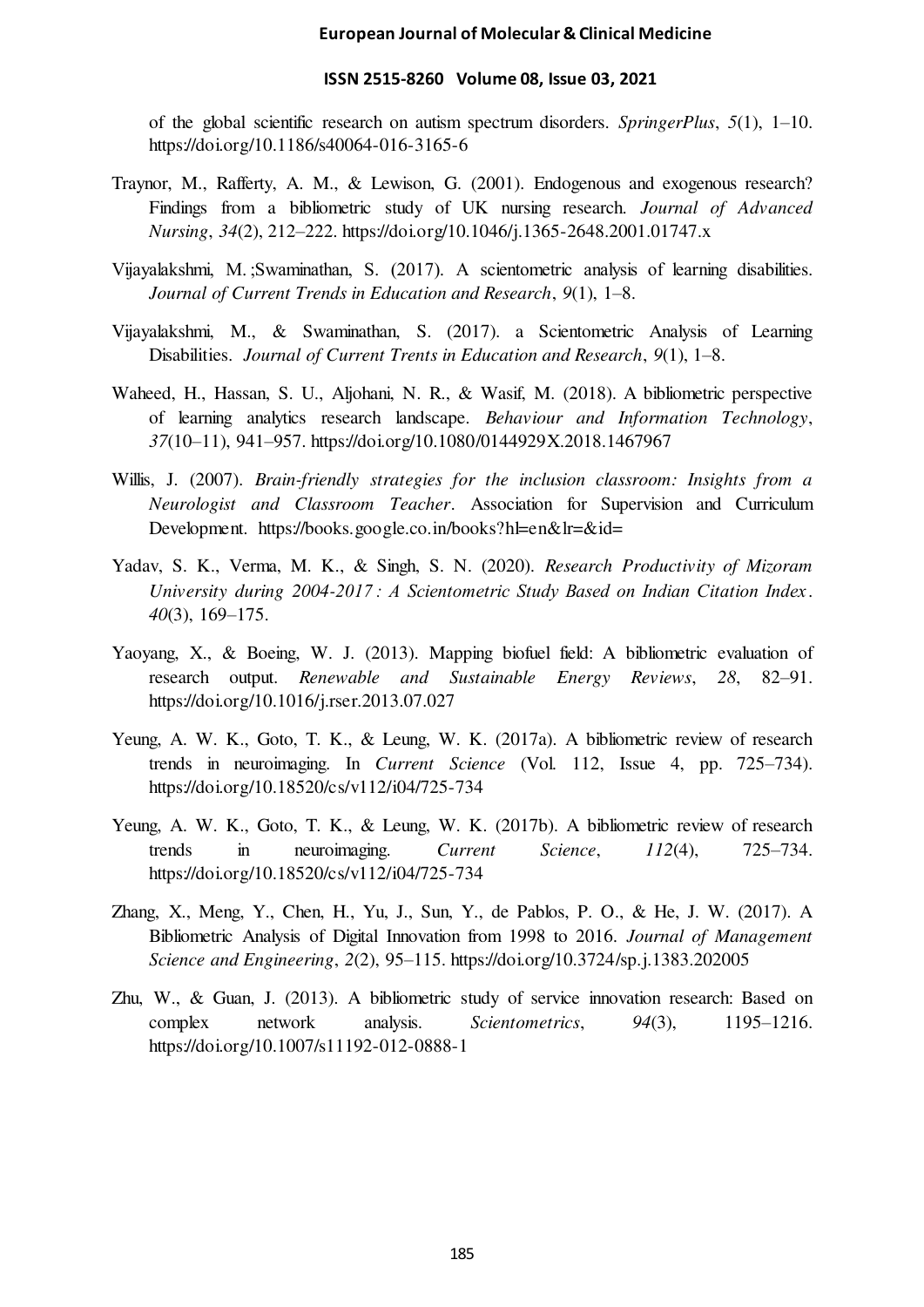of the global scientific research on autism spectrum disorders. *SpringerPlus*, *5*(1), 1–10. https://doi.org/10.1186/s40064-016-3165-6

Traynor, M., Rafferty, A. M., & Lewison, G. (2001). Endogenous and exogenous research? Findings from a bibliometric study of UK nursing research. *Journal of Advanced Nursing*, *34*(2), 212–222. https://doi.org/10.1046/j.1365-2648.2001.01747.x

Vijayalakshmi, M. ;Swaminathan, S. (2017). A scientometric analysis of learning disabilities. *Journal of Current Trends in Education and Research*, *9*(1), 1–8.

Vijayalakshmi, M., & Swaminathan, S. (2017). a Scientometric Analysis of Learning Disabilities. *Journal of Current Trents in Education and Research*, *9*(1), 1–8.

Waheed, H., Hassan, S. U., Aljohani, N. R., & Wasif, M. (2018). A bibliometric perspective of learning analytics research landscape. *Behaviour and Information Technology*, *37*(10–11), 941–957. https://doi.org/10.1080/0144929X.2018.1467967

Willis, J. (2007). *Brain-friendly strategies for the inclusion classroom: Insights from a Neurologist and Classroom Teacher*. Association for Supervision and Curriculum Development. https://books.google.co.in/books?hl=en&lr=&id=

Yadav, S. K., Verma, M. K., & Singh, S. N. (2020). *Research Productivity of Mizoram University during 2004-2017 : A Scientometric Study Based on Indian Citation Index*. *40*(3), 169–175.

Yaoyang, X., & Boeing, W. J. (2013). Mapping biofuel field: A bibliometric evaluation of research output. *Renewable and Sustainable Energy Reviews*, *28*, 82–91. https://doi.org/10.1016/j.rser.2013.07.027

Yeung, A. W. K., Goto, T. K., & Leung, W. K. (2017a). A bibliometric review of research trends in neuroimaging. In *Current Science* (Vol. 112, Issue 4, pp. 725–734). https://doi.org/10.18520/cs/v112/i04/725-734

Yeung, A. W. K., Goto, T. K., & Leung, W. K. (2017b). A bibliometric review of research trends in neuroimaging. *Current Science*, *112*(4), 725–734. https://doi.org/10.18520/cs/v112/i04/725-734

Zhang, X., Meng, Y., Chen, H., Yu, J., Sun, Y., de Pablos, P. O., & He, J. W. (2017). A Bibliometric Analysis of Digital Innovation from 1998 to 2016. *Journal of Management Science and Engineering*, *2*(2), 95–115. https://doi.org/10.3724/sp.j.1383.202005

Zhu, W., & Guan, J. (2013). A bibliometric study of service innovation research: Based on complex network analysis. *Scientometrics*, *94*(3), 1195–1216. https://doi.org/10.1007/s11192-012-0888-1